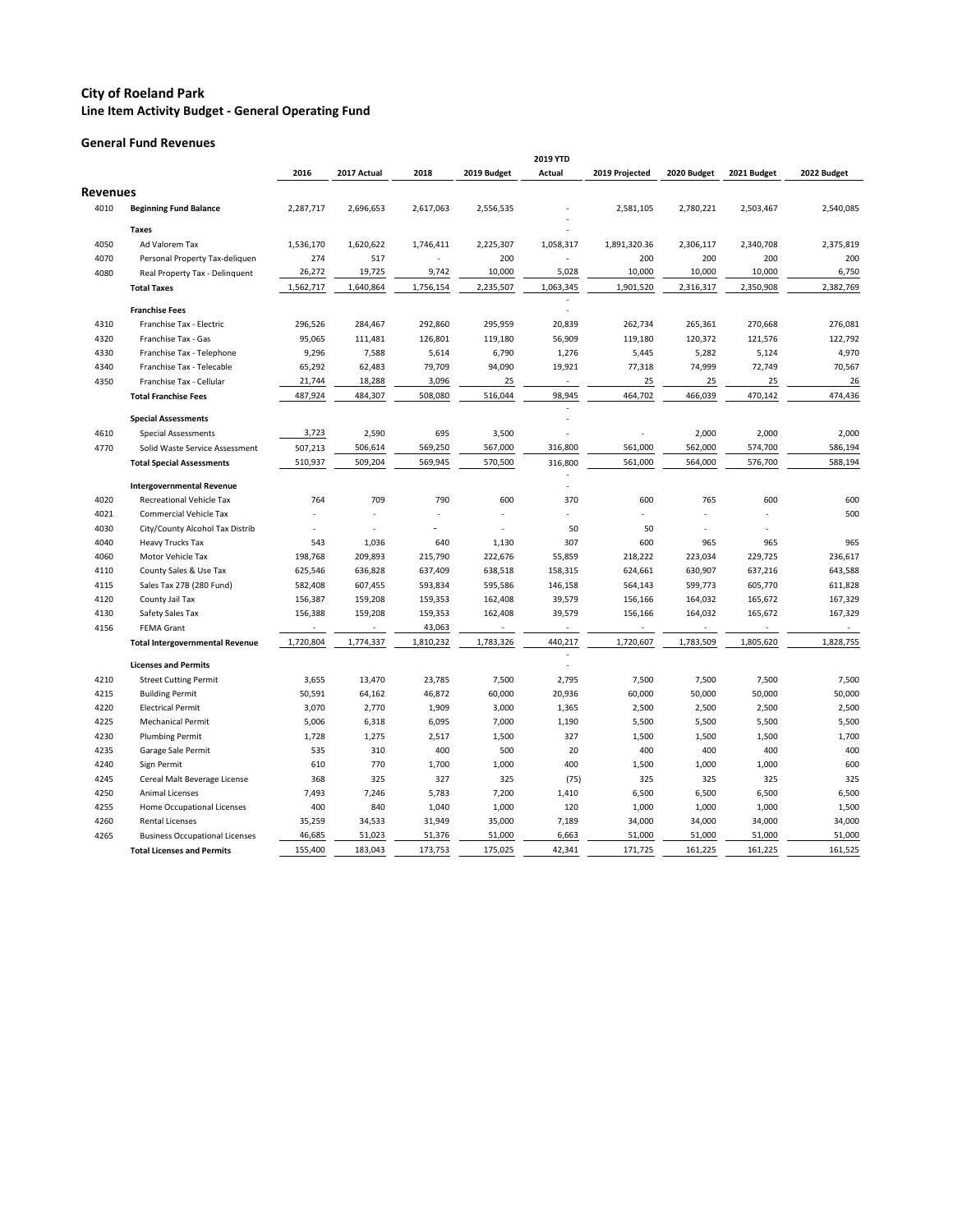# City of Roeland Park

## Line Item Activity Budget - General Operating Fund

### General Fund Revenues

| | | 2016 | 2017 Actual | 2018 | 2019 Budget | 2019 YTD Actual | 2019 Projected | 2020 Budget | 2021 Budget | 2022 Budget |
|---|---|---|---|---|---|---|---|---|---|---|
| **Revenues** | | | | | | | | | | |
| 4010 | **Beginning Fund Balance** | 2,287,717 | 2,696,653 | 2,617,063 | 2,556,535 | - | 2,581,105 | 2,780,221 | 2,503,467 | 2,540,085 |
| | **Taxes** | | | | | - | | | | |
| 4050 | Ad Valorem Tax | 1,536,170 | 1,620,622 | 1,746,411 | 2,225,307 | 1,058,317 | 1,891,320.36 | 2,306,117 | 2,340,708 | 2,375,819 |
| 4070 | Personal Property Tax-deliquen | 274 | 517 | - | 200 | - | 200 | 200 | 200 | 200 |
| 4080 | Real Property Tax - Delinquent | 26,272 | 19,725 | 9,742 | 10,000 | 5,028 | 10,000 | 10,000 | 10,000 | 6,750 |
| | **Total Taxes** | 1,562,717 | 1,640,864 | 1,756,154 | 2,235,507 | 1,063,345 | 1,901,520 | 2,316,317 | 2,350,908 | 2,382,769 |
| | **Franchise Fees** | | | | | - | | | | |
| 4310 | Franchise Tax - Electric | 296,526 | 284,467 | 292,860 | 295,959 | 20,839 | 262,734 | 265,361 | 270,668 | 276,081 |
| 4320 | Franchise Tax - Gas | 95,065 | 111,481 | 126,801 | 119,180 | 56,909 | 119,180 | 120,372 | 121,576 | 122,792 |
| 4330 | Franchise Tax - Telephone | 9,296 | 7,588 | 5,614 | 6,790 | 1,276 | 5,445 | 5,282 | 5,124 | 4,970 |
| 4340 | Franchise Tax - Telecable | 65,292 | 62,483 | 79,709 | 94,090 | 19,921 | 77,318 | 74,999 | 72,749 | 70,567 |
| 4350 | Franchise Tax - Cellular | 21,744 | 18,288 | 3,096 | 25 | - | 25 | 25 | 25 | 26 |
| | **Total Franchise Fees** | 487,924 | 484,307 | 508,080 | 516,044 | 98,945 | 464,702 | 466,039 | 470,142 | 474,436 |
| | **Special Assessments** | | | | | - | | | | |
| 4610 | Special Assessments | 3,723 | 2,590 | 695 | 3,500 | - | - | 2,000 | 2,000 | 2,000 |
| 4770 | Solid Waste Service Assessment | 507,213 | 506,614 | 569,250 | 567,000 | 316,800 | 561,000 | 562,000 | 574,700 | 586,194 |
| | **Total Special Assessments** | 510,937 | 509,204 | 569,945 | 570,500 | 316,800 | 561,000 | 564,000 | 576,700 | 588,194 |
| | **Intergovernmental Revenue** | | | | | - | | | | |
| 4020 | Recreational Vehicle Tax | 764 | 709 | 790 | 600 | 370 | 600 | 765 | 600 | 600 |
| 4021 | Commercial Vehicle Tax | - | - | - | - | - | - | - | - | 500 |
| 4030 | City/County Alcohol Tax Distrib | - | - | - | - | 50 | 50 | - | - | |
| 4040 | Heavy Trucks Tax | 543 | 1,036 | 640 | 1,130 | 307 | 600 | 965 | 965 | 965 |
| 4060 | Motor Vehicle Tax | 198,768 | 209,893 | 215,790 | 222,676 | 55,859 | 218,222 | 223,034 | 229,725 | 236,617 |
| 4110 | County Sales & Use Tax | 625,546 | 636,828 | 637,409 | 638,518 | 158,315 | 624,661 | 630,907 | 637,216 | 643,588 |
| 4115 | Sales Tax 27B (280 Fund) | 582,408 | 607,455 | 593,834 | 595,586 | 146,158 | 564,143 | 599,773 | 605,770 | 611,828 |
| 4120 | County Jail Tax | 156,387 | 159,208 | 159,353 | 162,408 | 39,579 | 156,166 | 164,032 | 165,672 | 167,329 |
| 4130 | Safety Sales Tax | 156,388 | 159,208 | 159,353 | 162,408 | 39,579 | 156,166 | 164,032 | 165,672 | 167,329 |
| 4156 | FEMA Grant | - | - | 43,063 | - | - | - | - | - | - |
| | **Total Intergovernmental Revenue** | 1,720,804 | 1,774,337 | 1,810,232 | 1,783,326 | 440,217 | 1,720,607 | 1,783,509 | 1,805,620 | 1,828,755 |
| | **Licenses and Permits** | | | | | - | | | | |
| 4210 | Street Cutting Permit | 3,655 | 13,470 | 23,785 | 7,500 | 2,795 | 7,500 | 7,500 | 7,500 | 7,500 |
| 4215 | Building Permit | 50,591 | 64,162 | 46,872 | 60,000 | 20,936 | 60,000 | 50,000 | 50,000 | 50,000 |
| 4220 | Electrical Permit | 3,070 | 2,770 | 1,909 | 3,000 | 1,365 | 2,500 | 2,500 | 2,500 | 2,500 |
| 4225 | Mechanical Permit | 5,006 | 6,318 | 6,095 | 7,000 | 1,190 | 5,500 | 5,500 | 5,500 | 5,500 |
| 4230 | Plumbing Permit | 1,728 | 1,275 | 2,517 | 1,500 | 327 | 1,500 | 1,500 | 1,500 | 1,700 |
| 4235 | Garage Sale Permit | 535 | 310 | 400 | 500 | 20 | 400 | 400 | 400 | 400 |
| 4240 | Sign Permit | 610 | 770 | 1,700 | 1,000 | 400 | 1,500 | 1,000 | 1,000 | 600 |
| 4245 | Cereal Malt Beverage License | 368 | 325 | 327 | 325 | (75) | 325 | 325 | 325 | 325 |
| 4250 | Animal Licenses | 7,493 | 7,246 | 5,783 | 7,200 | 1,410 | 6,500 | 6,500 | 6,500 | 6,500 |
| 4255 | Home Occupational Licenses | 400 | 840 | 1,040 | 1,000 | 120 | 1,000 | 1,000 | 1,000 | 1,500 |
| 4260 | Rental Licenses | 35,259 | 34,533 | 31,949 | 35,000 | 7,189 | 34,000 | 34,000 | 34,000 | 34,000 |
| 4265 | Business Occupational Licenses | 46,685 | 51,023 | 51,376 | 51,000 | 6,663 | 51,000 | 51,000 | 51,000 | 51,000 |
| | **Total Licenses and Permits** | 155,400 | 183,043 | 173,753 | 175,025 | 42,341 | 171,725 | 161,225 | 161,225 | 161,525 |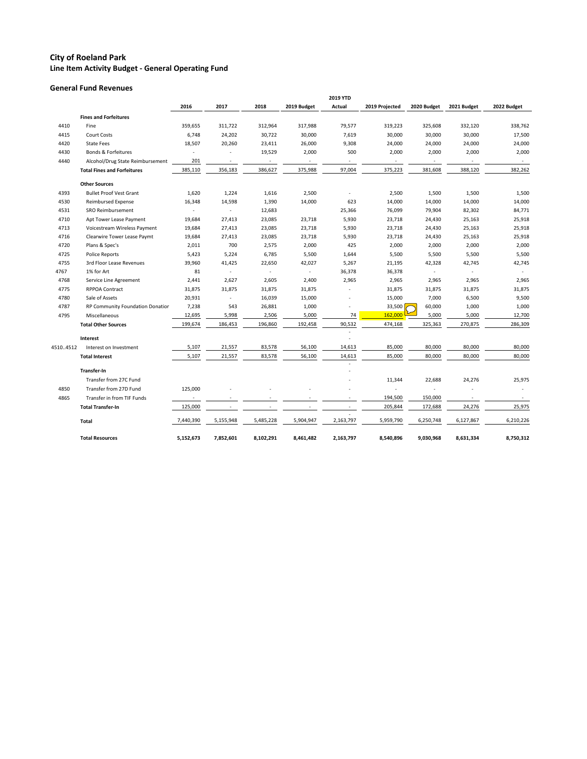# City of Roeland Park

## Line Item Activity Budget - General Operating Fund

### General Fund Revenues

| | | 2016 | 2017 | 2018 | 2019 Budget | 2019 YTD Actual | 2019 Projected | 2020 Budget | 2021 Budget | 2022 Budget |
|---|---|---|---|---|---|---|---|---|---|---|
| | **Fines and Forfeitures** | | | | | | | | | |
| 4410 | Fine | 359,655 | 311,722 | 312,964 | 317,988 | 79,577 | 319,223 | 325,608 | 332,120 | 338,762 |
| 4415 | Court Costs | 6,748 | 24,202 | 30,722 | 30,000 | 7,619 | 30,000 | 30,000 | 30,000 | 17,500 |
| 4420 | State Fees | 18,507 | 20,260 | 23,411 | 26,000 | 9,308 | 24,000 | 24,000 | 24,000 | 24,000 |
| 4430 | Bonds & Forfeitures | - | - | 19,529 | 2,000 | 500 | 2,000 | 2,000 | 2,000 | 2,000 |
| 4440 | Alcohol/Drug State Reimbursement | 201 | - | - | - | - | - | - | - | - |
| | **Total Fines and Forfeitures** | 385,110 | 356,183 | 386,627 | 375,988 | 97,004 | 375,223 | 381,608 | 388,120 | 382,262 |
| | **Other Sources** | | | | | | | | | |
| 4393 | Bullet Proof Vest Grant | 1,620 | 1,224 | 1,616 | 2,500 | - | 2,500 | 1,500 | 1,500 | 1,500 |
| 4530 | Reimbursed Expense | 16,348 | 14,598 | 1,390 | 14,000 | 623 | 14,000 | 14,000 | 14,000 | 14,000 |
| 4531 | SRO Reimbursement | - | - | 12,683 | | 25,366 | 76,099 | 79,904 | 82,302 | 84,771 |
| 4710 | Apt Tower Lease Payment | 19,684 | 27,413 | 23,085 | 23,718 | 5,930 | 23,718 | 24,430 | 25,163 | 25,918 |
| 4713 | Voicestream Wireless Payment | 19,684 | 27,413 | 23,085 | 23,718 | 5,930 | 23,718 | 24,430 | 25,163 | 25,918 |
| 4716 | Clearwire Tower Lease Paymt | 19,684 | 27,413 | 23,085 | 23,718 | 5,930 | 23,718 | 24,430 | 25,163 | 25,918 |
| 4720 | Plans & Spec's | 2,011 | 700 | 2,575 | 2,000 | 425 | 2,000 | 2,000 | 2,000 | 2,000 |
| 4725 | Police Reports | 5,423 | 5,224 | 6,785 | 5,500 | 1,644 | 5,500 | 5,500 | 5,500 | 5,500 |
| 4755 | 3rd Floor Lease Revenues | 39,960 | 41,425 | 22,650 | 42,027 | 5,267 | 21,195 | 42,328 | 42,745 | 42,745 |
| 4767 | 1% for Art | 81 | - | - | - | 36,378 | 36,378 | - | - | - |
| 4768 | Service Line Agreement | 2,441 | 2,627 | 2,605 | 2,400 | 2,965 | 2,965 | 2,965 | 2,965 | 2,965 |
| 4775 | RPPOA Contract | 31,875 | 31,875 | 31,875 | 31,875 | - | 31,875 | 31,875 | 31,875 | 31,875 |
| 4780 | Sale of Assets | 20,931 | - | 16,039 | 15,000 | - | 15,000 | 7,000 | 6,500 | 9,500 |
| 4787 | RP Community Foundation Donation | 7,238 | 543 | 26,881 | 1,000 | - | 33,500 | 60,000 | 1,000 | 1,000 |
| 4795 | Miscellaneous | 12,695 | 5,998 | 2,506 | 5,000 | 74 | 162,000 | 5,000 | 5,000 | 12,700 |
| | **Total Other Sources** | 199,674 | 186,453 | 196,860 | 192,458 | 90,532 | 474,168 | 325,363 | 270,875 | 286,309 |
| | **Interest** | | | | | - | | | | |
| 4510..4512 | Interest on Investment | 5,107 | 21,557 | 83,578 | 56,100 | 14,613 | 85,000 | 80,000 | 80,000 | 80,000 |
| | **Total Interest** | 5,107 | 21,557 | 83,578 | 56,100 | 14,613 | 85,000 | 80,000 | 80,000 | 80,000 |
| | **Transfer-In** | | | | | - | | | | |
| | Transfer from 27C Fund | | | | | - | 11,344 | 22,688 | 24,276 | 25,975 |
| 4850 | Transfer from 27D Fund | 125,000 | - | - | - | - | - | - | - | - |
| 4865 | Transfer in from TIF Funds | - | - | - | - | - | 194,500 | 150,000 | - | - |
| | **Total Transfer-In** | 125,000 | - | - | - | - | 205,844 | 172,688 | 24,276 | 25,975 |
| | **Total** | 7,440,390 | 5,155,948 | 5,485,228 | 5,904,947 | 2,163,797 | 5,959,790 | 6,250,748 | 6,127,867 | 6,210,226 |
| | **Total Resources** | **5,152,673** | **7,852,601** | **8,102,291** | **8,461,482** | **2,163,797** | **8,540,896** | **9,030,968** | **8,631,334** | **8,750,312** |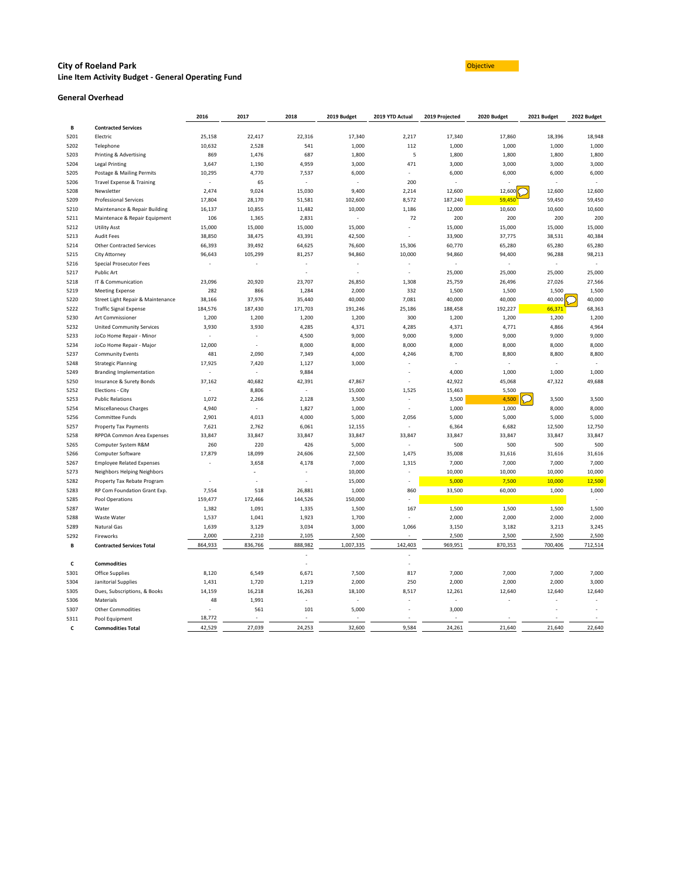# City of Roeland Park

## Line Item Activity Budget - General Operating Fund

Objective

### General Overhead

| | | 2016 | 2017 | 2018 | 2019 Budget | 2019 YTD Actual | 2019 Projected | 2020 Budget | 2021 Budget | 2022 Budget |
|---|---|---|---|---|---|---|---|---|---|---|
| B | **Contracted Services** | | | | | | | | | |
| 5201 | Electric | 25,158 | 22,417 | 22,316 | 17,340 | 2,217 | 17,340 | 17,860 | 18,396 | 18,948 |
| 5202 | Telephone | 10,632 | 2,528 | 541 | 1,000 | 112 | 1,000 | 1,000 | 1,000 | 1,000 |
| 5203 | Printing & Advertising | 869 | 1,476 | 687 | 1,800 | 5 | 1,800 | 1,800 | 1,800 | 1,800 |
| 5204 | Legal Printing | 3,647 | 1,190 | 4,959 | 3,000 | 471 | 3,000 | 3,000 | 3,000 | 3,000 |
| 5205 | Postage & Mailing Permits | 10,295 | 4,770 | 7,537 | 6,000 | - | 6,000 | 6,000 | 6,000 | 6,000 |
| 5206 | Travel Expense & Training | - | 65 | - | - | 200 | - | - | - | - |
| 5208 | Newsletter | 2,474 | 9,024 | 15,030 | 9,400 | 2,214 | 12,600 | 12,600 | 12,600 | 12,600 |
| 5209 | Professional Services | 17,804 | 28,170 | 51,581 | 102,600 | 8,572 | 187,240 | 59,450 | 59,450 | 59,450 |
| 5210 | Maintenance & Repair Building | 16,137 | 10,855 | 11,482 | 10,000 | 1,186 | 12,000 | 10,600 | 10,600 | 10,600 |
| 5211 | Maintenace & Repair Equipment | 106 | 1,365 | 2,831 | - | 72 | 200 | 200 | 200 | 200 |
| 5212 | Utility Asst | 15,000 | 15,000 | 15,000 | 15,000 | - | 15,000 | 15,000 | 15,000 | 15,000 |
| 5213 | Audit Fees | 38,850 | 38,475 | 43,391 | 42,500 | - | 33,900 | 37,775 | 38,531 | 40,384 |
| 5214 | Other Contracted Services | 66,393 | 39,492 | 64,625 | 76,600 | 15,306 | 60,770 | 65,280 | 65,280 | 65,280 |
| 5215 | City Attorney | 96,643 | 105,299 | 81,257 | 94,860 | 10,000 | 94,860 | 94,400 | 96,288 | 98,213 |
| 5216 | Special Prosecutor Fees | - | - | - | - | - | - | - | - | - |
| 5217 | Public Art | | | - | - | - | 25,000 | 25,000 | 25,000 | 25,000 |
| 5218 | IT & Communication | 23,096 | 20,920 | 23,707 | 26,850 | 1,308 | 25,759 | 26,496 | 27,026 | 27,566 |
| 5219 | Meeting Expense | 282 | 866 | 1,284 | 2,000 | 332 | 1,500 | 1,500 | 1,500 | 1,500 |
| 5220 | Street Light Repair & Maintenance | 38,166 | 37,976 | 35,440 | 40,000 | 7,081 | 40,000 | 40,000 | 40,000 | 40,000 |
| 5222 | Traffic Signal Expense | 184,576 | 187,430 | 171,703 | 191,246 | 25,186 | 188,458 | 192,227 | 66,371 | 68,363 |
| 5230 | Art Commissioner | 1,200 | 1,200 | 1,200 | 1,200 | 300 | 1,200 | 1,200 | 1,200 | 1,200 |
| 5232 | United Community Services | 3,930 | 3,930 | 4,285 | 4,371 | 4,285 | 4,371 | 4,771 | 4,866 | 4,964 |
| 5233 | JoCo Home Repair - Minor | - | - | 4,500 | 9,000 | 9,000 | 9,000 | 9,000 | 9,000 | 9,000 |
| 5234 | JoCo Home Repair - Major | 12,000 | - | 8,000 | 8,000 | 8,000 | 8,000 | 8,000 | 8,000 | 8,000 |
| 5237 | Community Events | 481 | 2,090 | 7,349 | 4,000 | 4,246 | 8,700 | 8,800 | 8,800 | 8,800 |
| 5248 | Strategic Planning | 17,925 | 7,420 | 1,127 | 3,000 | - | - | - | - | - |
| 5249 | Branding Implementation | - | - | 9,884 | | - | 4,000 | 1,000 | 1,000 | 1,000 |
| 5250 | Insurance & Surety Bonds | 37,162 | 40,682 | 42,391 | 47,867 | - | 42,922 | 45,068 | 47,322 | 49,688 |
| 5252 | Elections - City | - | 8,806 | - | 15,000 | 1,525 | 15,463 | 5,500 | | |
| 5253 | Public Relations | 1,072 | 2,266 | 2,128 | 3,500 | - | 3,500 | 4,500 | 3,500 | 3,500 |
| 5254 | Miscellaneous Charges | 4,940 | - | 1,827 | 1,000 | - | 1,000 | 1,000 | 8,000 | 8,000 |
| 5256 | Committee Funds | 2,901 | 4,013 | 4,000 | 5,000 | 2,056 | 5,000 | 5,000 | 5,000 | 5,000 |
| 5257 | Property Tax Payments | 7,621 | 2,762 | 6,061 | 12,155 | - | 6,364 | 6,682 | 12,500 | 12,750 |
| 5258 | RPPOA Common Area Expenses | 33,847 | 33,847 | 33,847 | 33,847 | 33,847 | 33,847 | 33,847 | 33,847 | 33,847 |
| 5265 | Computer System R&M | 260 | 220 | 426 | 5,000 | - | 500 | 500 | 500 | 500 |
| 5266 | Computer Software | 17,879 | 18,099 | 24,606 | 22,500 | 1,475 | 35,008 | 31,616 | 31,616 | 31,616 |
| 5267 | Employee Related Expenses | - | 3,658 | 4,178 | 7,000 | 1,315 | 7,000 | 7,000 | 7,000 | 7,000 |
| 5273 | Neighbors Helping Neighbors | | - | - | 10,000 | - | 10,000 | 10,000 | 10,000 | 10,000 |
| 5282 | Property Tax Rebate Program | - | - | - | 15,000 | - | 5,000 | 7,500 | 10,000 | 12,500 |
| 5283 | RP Com Foundation Grant Exp. | 7,554 | 518 | 26,881 | 1,000 | 860 | 33,500 | 60,000 | 1,000 | 1,000 |
| 5285 | Pool Operations | 159,477 | 172,466 | 144,526 | 150,000 | - | | | | - |
| 5287 | Water | 1,382 | 1,091 | 1,335 | 1,500 | 167 | 1,500 | 1,500 | 1,500 | 1,500 |
| 5288 | Waste Water | 1,537 | 1,041 | 1,923 | 1,700 | - | 2,000 | 2,000 | 2,000 | 2,000 |
| 5289 | Natural Gas | 1,639 | 3,129 | 3,034 | 3,000 | 1,066 | 3,150 | 3,182 | 3,213 | 3,245 |
| 5292 | Fireworks | 2,000 | 2,210 | 2,105 | 2,500 | - | 2,500 | 2,500 | 2,500 | 2,500 |
| B | **Contracted Services Total** | 864,933 | 836,766 | 888,982 | 1,007,335 | 142,403 | 969,951 | 870,353 | 700,406 | 712,514 |
| | | | | - | | - | | | | |
| C | **Commodities** | | | - | | - | | | | |
| 5301 | Office Supplies | 8,120 | 6,549 | 6,671 | 7,500 | 817 | 7,000 | 7,000 | 7,000 | 7,000 |
| 5304 | Janitorial Supplies | 1,431 | 1,720 | 1,219 | 2,000 | 250 | 2,000 | 2,000 | 2,000 | 3,000 |
| 5305 | Dues, Subscriptions, & Books | 14,159 | 16,218 | 16,263 | 18,100 | 8,517 | 12,261 | 12,640 | 12,640 | 12,640 |
| 5306 | Materials | 48 | 1,991 | - | - | - | - | - | - | - |
| 5307 | Other Commodities | - | 561 | 101 | 5,000 | - | 3,000 | | - | - |
| 5311 | Pool Equipment | 18,772 | - | - | - | - | - | - | - | - |
| C | **Commodities Total** | 42,529 | 27,039 | 24,253 | 32,600 | 9,584 | 24,261 | 21,640 | 21,640 | 22,640 |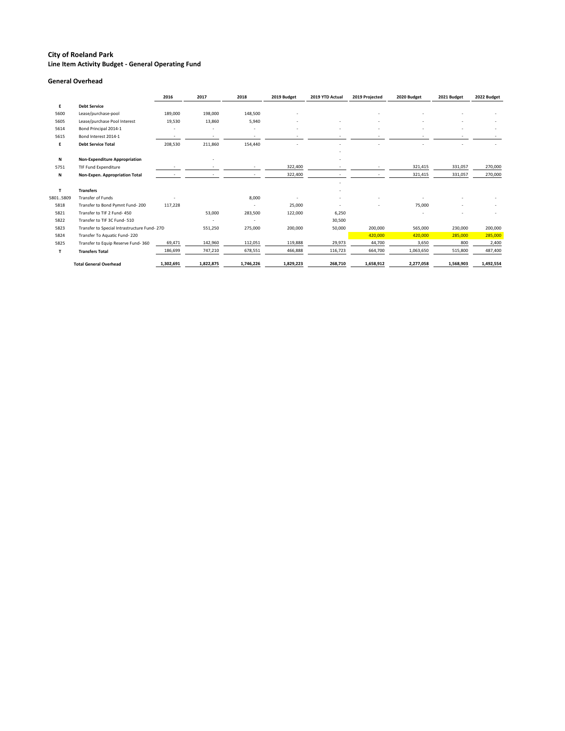## City of Roeland Park

### Line Item Activity Budget - General Operating Fund

### General Overhead

| | | 2016 | 2017 | 2018 | 2019 Budget | 2019 YTD Actual | 2019 Projected | 2020 Budget | 2021 Budget | 2022 Budget |
|---|---|---|---|---|---|---|---|---|---|---|
| E | **Debt Service** | | | | | | | | | |
| 5600 | Lease/purchase-pool | 189,000 | 198,000 | 148,500 | - | | - | - | - | - |
| 5605 | Lease/purchase Pool Interest | 19,530 | 13,860 | 5,940 | - | - | - | - | - | - |
| 5614 | Bond Principal 2014-1 | - | - | - | - | - | - | - | - | - |
| 5615 | Bond Interest 2014-1 | - | - | - | - | - | - | - | - | - |
| E | **Debt Service Total** | 208,530 | 211,860 | 154,440 | - | - | - | - | - | - |
| | | | | | | - | | | | |
| N | **Non-Expenditure Appropriation** | | - | | | - | | | | |
| 5751 | TIF Fund Expenditure | - | - | - | 322,400 | - | - | 321,415 | 331,057 | 270,000 |
| N | **Non-Expen. Appropriation Total** | - | - | - | 322,400 | - | - | 321,415 | 331,057 | 270,000 |
| | | | | | | - | | | | |
| T | **Transfers** | | | | | - | | | | |
| 5801..5809 | Transfer of Funds | - | | 8,000 | - | - | - | - | - | - |
| 5818 | Transfer to Bond Pymnt Fund- 200 | 117,228 | | - | 25,000 | - | - | 75,000 | - | - |
| 5821 | Transfer to TIF 2 Fund- 450 | | 53,000 | 283,500 | 122,000 | 6,250 | | - | - | - |
| 5822 | Transfer to TIF 3C Fund- 510 | | - | - | | 30,500 | | | | |
| 5823 | Transfer to Special Intrastructure Fund- 27D | | 551,250 | 275,000 | 200,000 | 50,000 | 200,000 | 565,000 | 230,000 | 200,000 |
| 5824 | Transfer To Aquatic Fund- 220 | | | | | | 420,000 | 420,000 | 285,000 | 285,000 |
| 5825 | Transfer to Equip Reserve Fund- 360 | 69,471 | 142,960 | 112,051 | 119,888 | 29,973 | 44,700 | 3,650 | 800 | 2,400 |
| T | **Transfers Total** | 186,699 | 747,210 | 678,551 | 466,888 | 116,723 | 664,700 | 1,063,650 | 515,800 | 487,400 |
| | **Total General Overhead** | **1,302,691** | **1,822,875** | **1,746,226** | **1,829,223** | **268,710** | **1,658,912** | **2,277,058** | **1,568,903** | **1,492,554** |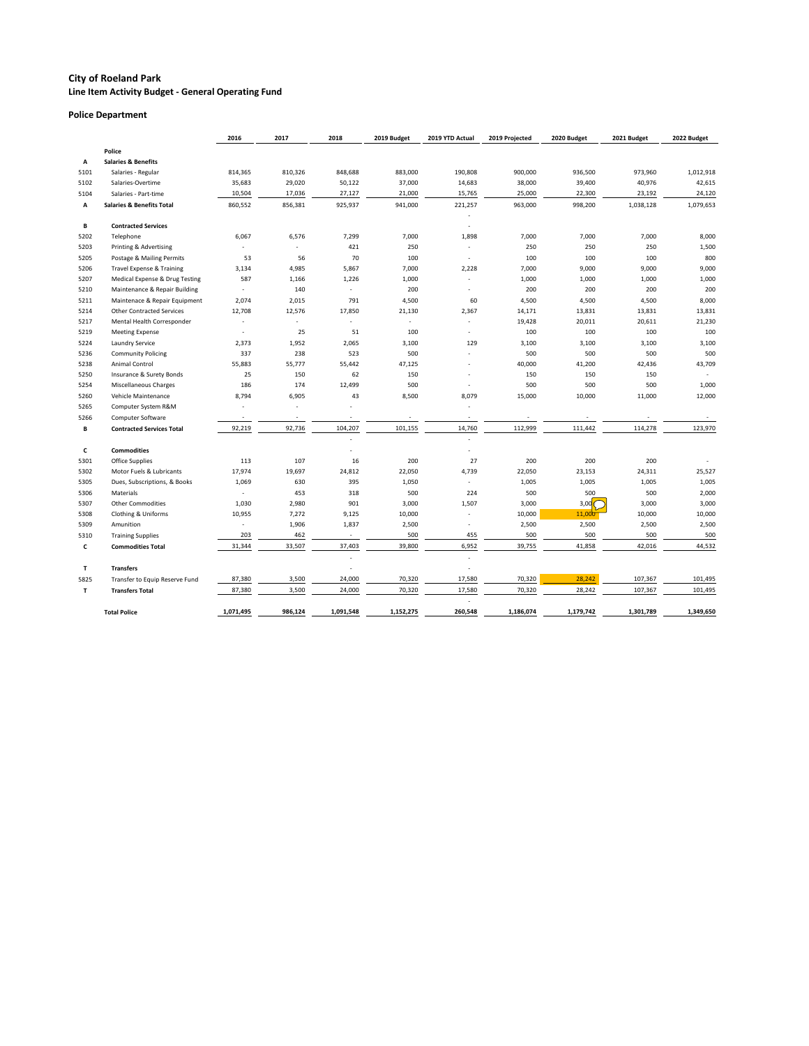**City of Roeland Park**
**Line Item Activity Budget - General Operating Fund**

**Police Department**

| | | 2016 | 2017 | 2018 | 2019 Budget | 2019 YTD Actual | 2019 Projected | 2020 Budget | 2021 Budget | 2022 Budget |
|---|---|---|---|---|---|---|---|---|---|---|
| | **Police** | | | | | | | | | |
| A | **Salaries & Benefits** | | | | | | | | | |
| 5101 | Salaries - Regular | 814,365 | 810,326 | 848,688 | 883,000 | 190,808 | 900,000 | 936,500 | 973,960 | 1,012,918 |
| 5102 | Salaries-Overtime | 35,683 | 29,020 | 50,122 | 37,000 | 14,683 | 38,000 | 39,400 | 40,976 | 42,615 |
| 5104 | Salaries - Part-time | 10,504 | 17,036 | 27,127 | 21,000 | 15,765 | 25,000 | 22,300 | 23,192 | 24,120 |
| A | **Salaries & Benefits Total** | 860,552 | 856,381 | 925,937 | 941,000 | 221,257 | 963,000 | 998,200 | 1,038,128 | 1,079,653 |
| | | | | | | - | | | | |
| B | **Contracted Services** | | | | | - | | | | |
| 5202 | Telephone | 6,067 | 6,576 | 7,299 | 7,000 | 1,898 | 7,000 | 7,000 | 7,000 | 8,000 |
| 5203 | Printing & Advertising | - | - | 421 | 250 | - | 250 | 250 | 250 | 1,500 |
| 5205 | Postage & Mailing Permits | 53 | 56 | 70 | 100 | - | 100 | 100 | 100 | 800 |
| 5206 | Travel Expense & Training | 3,134 | 4,985 | 5,867 | 7,000 | 2,228 | 7,000 | 9,000 | 9,000 | 9,000 |
| 5207 | Medical Expense & Drug Testing | 587 | 1,166 | 1,226 | 1,000 | - | 1,000 | 1,000 | 1,000 | 1,000 |
| 5210 | Maintenance & Repair Building | - | 140 | - | 200 | - | 200 | 200 | 200 | 200 |
| 5211 | Maintenace & Repair Equipment | 2,074 | 2,015 | 791 | 4,500 | 60 | 4,500 | 4,500 | 4,500 | 8,000 |
| 5214 | Other Contracted Services | 12,708 | 12,576 | 17,850 | 21,130 | 2,367 | 14,171 | 13,831 | 13,831 | 13,831 |
| 5217 | Mental Health Corresponder | - | - | - | - | - | 19,428 | 20,011 | 20,611 | 21,230 |
| 5219 | Meeting Expense | - | 25 | 51 | 100 | - | 100 | 100 | 100 | 100 |
| 5224 | Laundry Service | 2,373 | 1,952 | 2,065 | 3,100 | 129 | 3,100 | 3,100 | 3,100 | 3,100 |
| 5236 | Community Policing | 337 | 238 | 523 | 500 | - | 500 | 500 | 500 | 500 |
| 5238 | Animal Control | 55,883 | 55,777 | 55,442 | 47,125 | - | 40,000 | 41,200 | 42,436 | 43,709 |
| 5250 | Insurance & Surety Bonds | 25 | 150 | 62 | 150 | - | 150 | 150 | 150 | - |
| 5254 | Miscellaneous Charges | 186 | 174 | 12,499 | 500 | - | 500 | 500 | 500 | 1,000 |
| 5260 | Vehicle Maintenance | 8,794 | 6,905 | 43 | 8,500 | 8,079 | 15,000 | 10,000 | 11,000 | 12,000 |
| 5265 | Computer System R&M | - | - | - | | - | | | | |
| 5266 | Computer Software | - | - | - | - | - | - | - | - | - |
| B | **Contracted Services Total** | 92,219 | 92,736 | 104,207 | 101,155 | 14,760 | 112,999 | 111,442 | 114,278 | 123,970 |
| | | | | - | | - | | | | |
| C | **Commodities** | | | - | | - | | | | |
| 5301 | Office Supplies | 113 | 107 | 16 | 200 | 27 | 200 | 200 | 200 | - |
| 5302 | Motor Fuels & Lubricants | 17,974 | 19,697 | 24,812 | 22,050 | 4,739 | 22,050 | 23,153 | 24,311 | 25,527 |
| 5305 | Dues, Subscriptions, & Books | 1,069 | 630 | 395 | 1,050 | - | 1,005 | 1,005 | 1,005 | 1,005 |
| 5306 | Materials | - | 453 | 318 | 500 | 224 | 500 | 500 | 500 | 2,000 |
| 5307 | Other Commodities | 1,030 | 2,980 | 901 | 3,000 | 1,507 | 3,000 | 3,000 | 3,000 | 3,000 |
| 5308 | Clothing & Uniforms | 10,955 | 7,272 | 9,125 | 10,000 | - | 10,000 | 11,000 | 10,000 | 10,000 |
| 5309 | Amunition | - | 1,906 | 1,837 | 2,500 | - | 2,500 | 2,500 | 2,500 | 2,500 |
| 5310 | Training Supplies | 203 | 462 | - | 500 | 455 | 500 | 500 | 500 | 500 |
| C | **Commodities Total** | 31,344 | 33,507 | 37,403 | 39,800 | 6,952 | 39,755 | 41,858 | 42,016 | 44,532 |
| | | | | - | | - | | | | |
| T | **Transfers** | | | - | | - | | | | |
| 5825 | Transfer to Equip Reserve Fund | 87,380 | 3,500 | 24,000 | 70,320 | 17,580 | 70,320 | 28,242 | 107,367 | 101,495 |
| T | **Transfers Total** | 87,380 | 3,500 | 24,000 | 70,320 | 17,580 | 70,320 | 28,242 | 107,367 | 101,495 |
| | | | | | | - | | | | |
| | **Total Police** | 1,071,495 | 986,124 | 1,091,548 | 1,152,275 | 260,548 | 1,186,074 | 1,179,742 | 1,301,789 | 1,349,650 |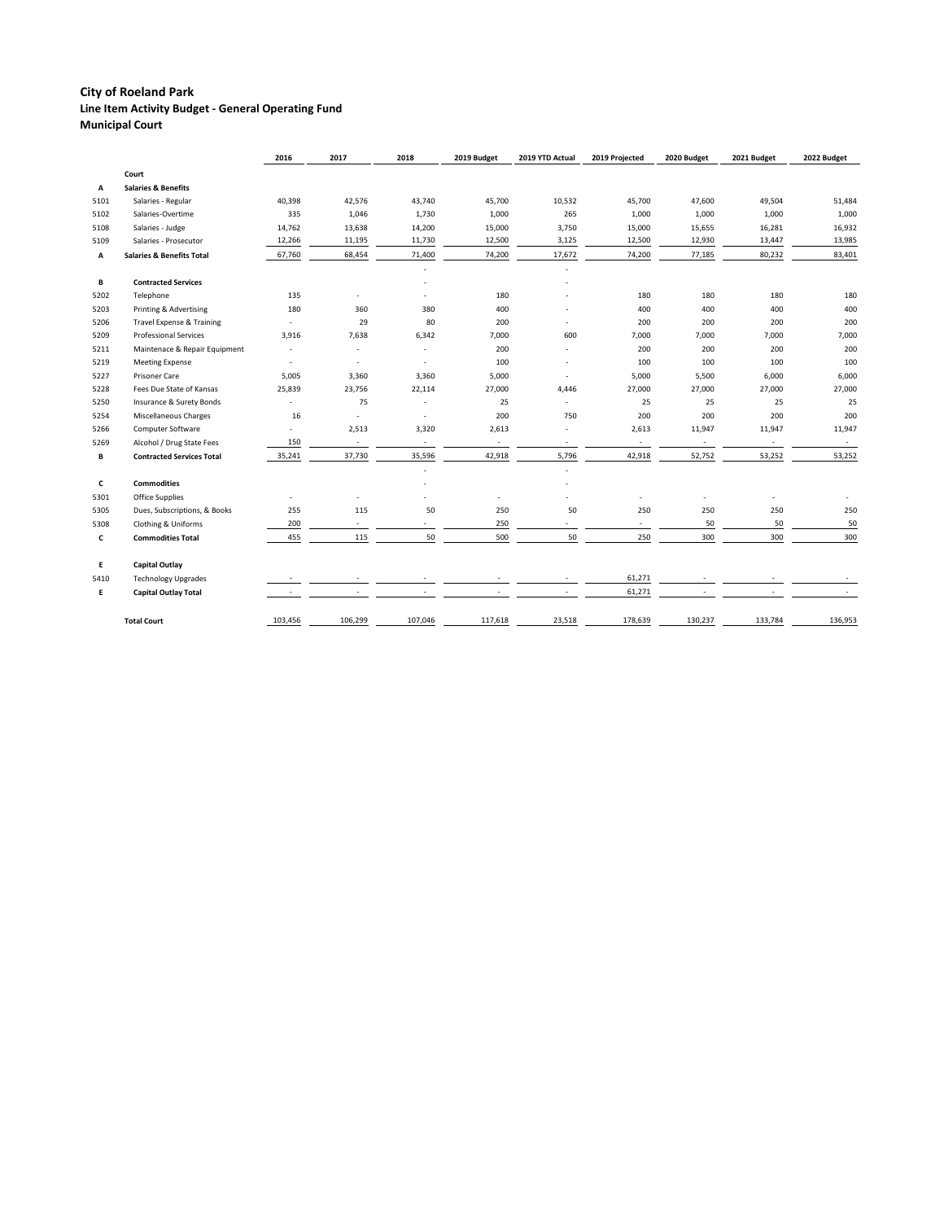# City of Roeland Park
## Line Item Activity Budget - General Operating Fund
### Municipal Court

| | | 2016 | 2017 | 2018 | 2019 Budget | 2019 YTD Actual | 2019 Projected | 2020 Budget | 2021 Budget | 2022 Budget |
|---|---|---|---|---|---|---|---|---|---|---|
| | **Court** | | | | | | | | | |
| **A** | **Salaries & Benefits** | | | | | | | | | |
| 5101 | Salaries - Regular | 40,398 | 42,576 | 43,740 | 45,700 | 10,532 | 45,700 | 47,600 | 49,504 | 51,484 |
| 5102 | Salaries-Overtime | 335 | 1,046 | 1,730 | 1,000 | 265 | 1,000 | 1,000 | 1,000 | 1,000 |
| 5108 | Salaries - Judge | 14,762 | 13,638 | 14,200 | 15,000 | 3,750 | 15,000 | 15,655 | 16,281 | 16,932 |
| 5109 | Salaries - Prosecutor | 12,266 | 11,195 | 11,730 | 12,500 | 3,125 | 12,500 | 12,930 | 13,447 | 13,985 |
| **A** | **Salaries & Benefits Total** | 67,760 | 68,454 | 71,400 | 74,200 | 17,672 | 74,200 | 77,185 | 80,232 | 83,401 |
| | | | | - | | - | | | | |
| **B** | **Contracted Services** | | | - | | - | | | | |
| 5202 | Telephone | 135 | - | - | 180 | - | 180 | 180 | 180 | 180 |
| 5203 | Printing & Advertising | 180 | 360 | 380 | 400 | - | 400 | 400 | 400 | 400 |
| 5206 | Travel Expense & Training | - | 29 | 80 | 200 | - | 200 | 200 | 200 | 200 |
| 5209 | Professional Services | 3,916 | 7,638 | 6,342 | 7,000 | 600 | 7,000 | 7,000 | 7,000 | 7,000 |
| 5211 | Maintenace & Repair Equipment | - | - | - | 200 | - | 200 | 200 | 200 | 200 |
| 5219 | Meeting Expense | - | - | - | 100 | - | 100 | 100 | 100 | 100 |
| 5227 | Prisoner Care | 5,005 | 3,360 | 3,360 | 5,000 | - | 5,000 | 5,500 | 6,000 | 6,000 |
| 5228 | Fees Due State of Kansas | 25,839 | 23,756 | 22,114 | 27,000 | 4,446 | 27,000 | 27,000 | 27,000 | 27,000 |
| 5250 | Insurance & Surety Bonds | - | 75 | - | 25 | - | 25 | 25 | 25 | 25 |
| 5254 | Miscellaneous Charges | 16 | - | - | 200 | 750 | 200 | 200 | 200 | 200 |
| 5266 | Computer Software | - | 2,513 | 3,320 | 2,613 | - | 2,613 | 11,947 | 11,947 | 11,947 |
| 5269 | Alcohol / Drug State Fees | 150 | - | - | - | - | - | - | - | - |
| **B** | **Contracted Services Total** | 35,241 | 37,730 | 35,596 | 42,918 | 5,796 | 42,918 | 52,752 | 53,252 | 53,252 |
| | | | | - | | - | | | | |
| **C** | **Commodities** | | | - | | - | | | | |
| 5301 | Office Supplies | - | - | - | - | - | - | - | - | - |
| 5305 | Dues, Subscriptions, & Books | 255 | 115 | 50 | 250 | 50 | 250 | 250 | 250 | 250 |
| 5308 | Clothing & Uniforms | 200 | - | - | 250 | - | - | 50 | 50 | 50 |
| **C** | **Commodities Total** | 455 | 115 | 50 | 500 | 50 | 250 | 300 | 300 | 300 |
| | | | | | | | | | | |
| **E** | **Capital Outlay** | | | | | | | | | |
| 5410 | Technology Upgrades | - | - | - | - | - | 61,271 | - | - | - |
| **E** | **Capital Outlay Total** | - | - | - | - | - | 61,271 | - | - | - |
| | | | | | | | | | | |
| | **Total Court** | 103,456 | 106,299 | 107,046 | 117,618 | 23,518 | 178,639 | 130,237 | 133,784 | 136,953 |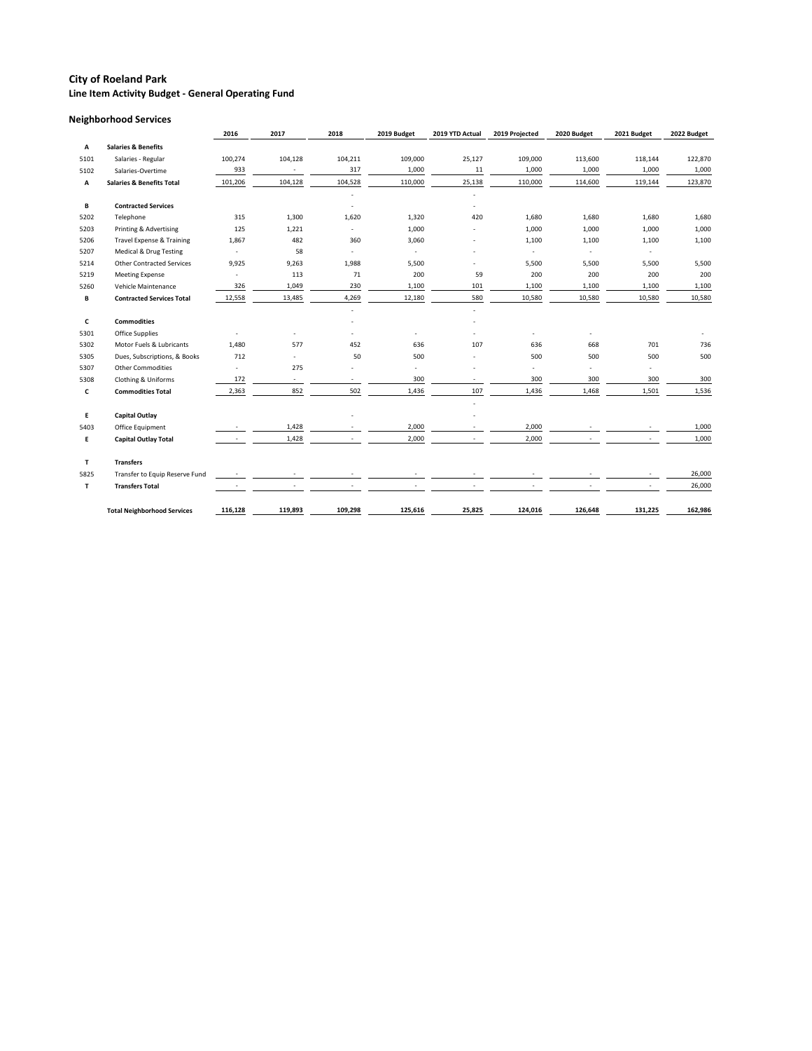# City of Roeland Park

## Line Item Activity Budget - General Operating Fund

### Neighborhood Services

| | | 2016 | 2017 | 2018 | 2019 Budget | 2019 YTD Actual | 2019 Projected | 2020 Budget | 2021 Budget | 2022 Budget |
|---|---|---|---|---|---|---|---|---|---|---|
| A | **Salaries & Benefits** | | | | | | | | | |
| 5101 | Salaries - Regular | 100,274 | 104,128 | 104,211 | 109,000 | 25,127 | 109,000 | 113,600 | 118,144 | 122,870 |
| 5102 | Salaries-Overtime | 933 | - | 317 | 1,000 | 11 | 1,000 | 1,000 | 1,000 | 1,000 |
| A | **Salaries & Benefits Total** | 101,206 | 104,128 | 104,528 | 110,000 | 25,138 | 110,000 | 114,600 | 119,144 | 123,870 |
| | | | | - | | - | | | | |
| B | **Contracted Services** | | | - | | - | | | | |
| 5202 | Telephone | 315 | 1,300 | 1,620 | 1,320 | 420 | 1,680 | 1,680 | 1,680 | 1,680 |
| 5203 | Printing & Advertising | 125 | 1,221 | - | 1,000 | - | 1,000 | 1,000 | 1,000 | 1,000 |
| 5206 | Travel Expense & Training | 1,867 | 482 | 360 | 3,060 | - | 1,100 | 1,100 | 1,100 | 1,100 |
| 5207 | Medical & Drug Testing | - | 58 | - | - | - | - | - | - | |
| 5214 | Other Contracted Services | 9,925 | 9,263 | 1,988 | 5,500 | - | 5,500 | 5,500 | 5,500 | 5,500 |
| 5219 | Meeting Expense | - | 113 | 71 | 200 | 59 | 200 | 200 | 200 | 200 |
| 5260 | Vehicle Maintenance | 326 | 1,049 | 230 | 1,100 | 101 | 1,100 | 1,100 | 1,100 | 1,100 |
| B | **Contracted Services Total** | 12,558 | 13,485 | 4,269 | 12,180 | 580 | 10,580 | 10,580 | 10,580 | 10,580 |
| | | | | - | | - | | | | |
| C | **Commodities** | | | - | | - | | | | |
| 5301 | Office Supplies | - | - | - | - | - | - | - | | - |
| 5302 | Motor Fuels & Lubricants | 1,480 | 577 | 452 | 636 | 107 | 636 | 668 | 701 | 736 |
| 5305 | Dues, Subscriptions, & Books | 712 | - | 50 | 500 | - | 500 | 500 | 500 | 500 |
| 5307 | Other Commodities | - | 275 | - | - | - | - | - | - | |
| 5308 | Clothing & Uniforms | 172 | - | - | 300 | - | 300 | 300 | 300 | 300 |
| C | **Commodities Total** | 2,363 | 852 | 502 | 1,436 | 107 | 1,436 | 1,468 | 1,501 | 1,536 |
| | | | | | | - | | | | |
| E | **Capital Outlay** | | | - | | - | | | | |
| 5403 | Office Equipment | - | 1,428 | - | 2,000 | - | 2,000 | - | - | 1,000 |
| E | **Capital Outlay Total** | - | 1,428 | - | 2,000 | - | 2,000 | - | - | 1,000 |
| | | | | | | | | | | |
| T | **Transfers** | | | | | | | | | |
| 5825 | Transfer to Equip Reserve Fund | - | - | - | - | - | - | - | - | 26,000 |
| T | **Transfers Total** | - | - | - | - | - | - | - | - | 26,000 |
| | | | | | | | | | | |
| | **Total Neighborhood Services** | **116,128** | **119,893** | **109,298** | **125,616** | **25,825** | **124,016** | **126,648** | **131,225** | **162,986** |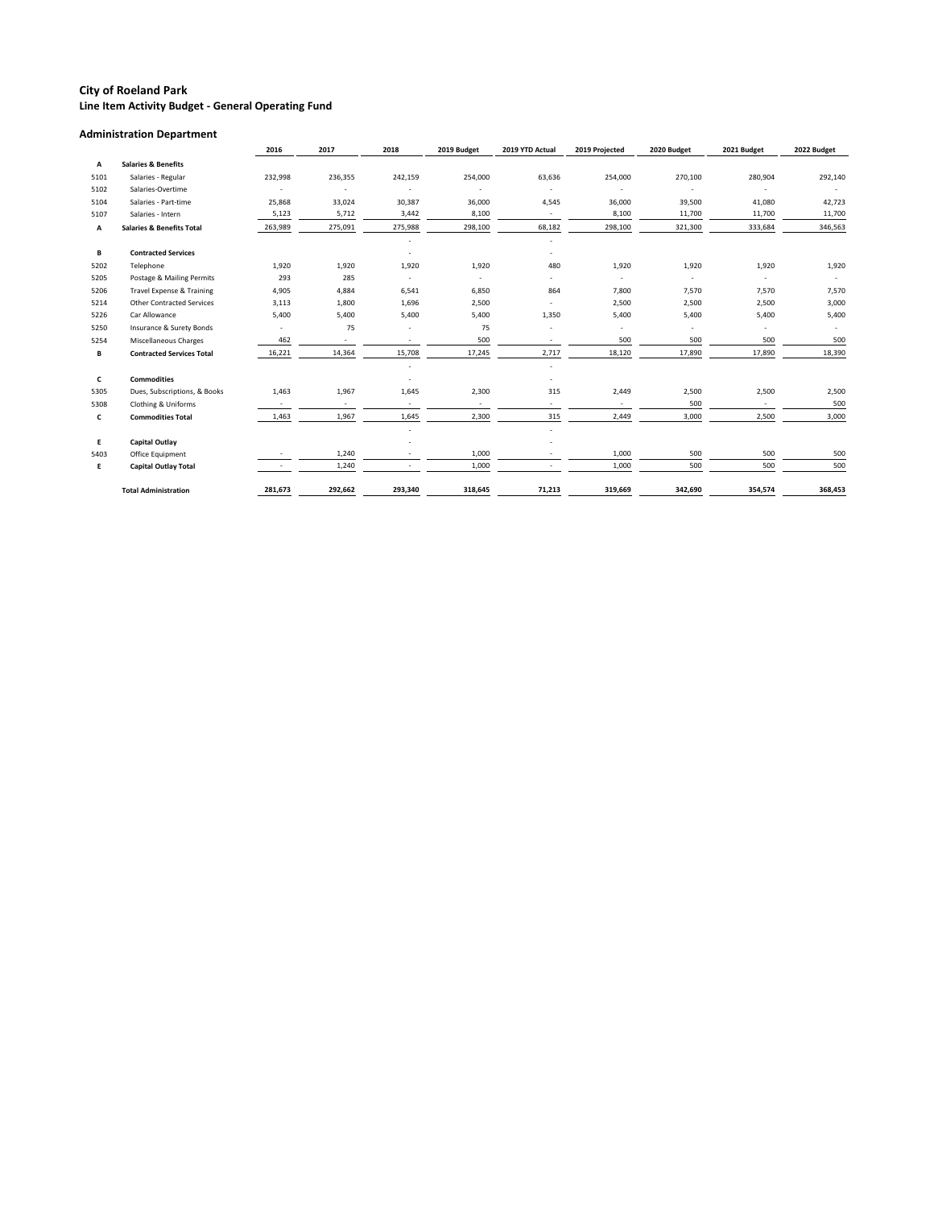# City of Roeland Park

## Line Item Activity Budget - General Operating Fund

### Administration Department

| | | 2016 | 2017 | 2018 | 2019 Budget | 2019 YTD Actual | 2019 Projected | 2020 Budget | 2021 Budget | 2022 Budget |
|---|---|---|---|---|---|---|---|---|---|---|
| A | **Salaries & Benefits** | | | | | | | | | |
| 5101 | Salaries - Regular | 232,998 | 236,355 | 242,159 | 254,000 | 63,636 | 254,000 | 270,100 | 280,904 | 292,140 |
| 5102 | Salaries-Overtime | - | - | - | - | - | - | - | - | - |
| 5104 | Salaries - Part-time | 25,868 | 33,024 | 30,387 | 36,000 | 4,545 | 36,000 | 39,500 | 41,080 | 42,723 |
| 5107 | Salaries - Intern | 5,123 | 5,712 | 3,442 | 8,100 | - | 8,100 | 11,700 | 11,700 | 11,700 |
| A | **Salaries & Benefits Total** | 263,989 | 275,091 | 275,988 | 298,100 | 68,182 | 298,100 | 321,300 | 333,684 | 346,563 |
| | | | | - | | - | | | | |
| B | **Contracted Services** | | | - | | - | | | | |
| 5202 | Telephone | 1,920 | 1,920 | 1,920 | 1,920 | 480 | 1,920 | 1,920 | 1,920 | 1,920 |
| 5205 | Postage & Mailing Permits | 293 | 285 | - | - | - | - | - | - | - |
| 5206 | Travel Expense & Training | 4,905 | 4,884 | 6,541 | 6,850 | 864 | 7,800 | 7,570 | 7,570 | 7,570 |
| 5214 | Other Contracted Services | 3,113 | 1,800 | 1,696 | 2,500 | - | 2,500 | 2,500 | 2,500 | 3,000 |
| 5226 | Car Allowance | 5,400 | 5,400 | 5,400 | 5,400 | 1,350 | 5,400 | 5,400 | 5,400 | 5,400 |
| 5250 | Insurance & Surety Bonds | - | 75 | - | 75 | - | - | - | - | - |
| 5254 | Miscellaneous Charges | 462 | - | - | 500 | - | 500 | 500 | 500 | 500 |
| B | **Contracted Services Total** | 16,221 | 14,364 | 15,708 | 17,245 | 2,717 | 18,120 | 17,890 | 17,890 | 18,390 |
| | | | | - | | - | | | | |
| C | **Commodities** | | | - | | - | | | | |
| 5305 | Dues, Subscriptions, & Books | 1,463 | 1,967 | 1,645 | 2,300 | 315 | 2,449 | 2,500 | 2,500 | 2,500 |
| 5308 | Clothing & Uniforms | - | - | - | - | - | - | 500 | - | 500 |
| C | **Commodities Total** | 1,463 | 1,967 | 1,645 | 2,300 | 315 | 2,449 | 3,000 | 2,500 | 3,000 |
| | | | | - | | - | | | | |
| E | **Capital Outlay** | | | - | | - | | | | |
| 5403 | Office Equipment | - | 1,240 | - | 1,000 | - | 1,000 | 500 | 500 | 500 |
| E | **Capital Outlay Total** | - | 1,240 | - | 1,000 | - | 1,000 | 500 | 500 | 500 |
| | **Total Administration** | 281,673 | 292,662 | 293,340 | 318,645 | 71,213 | 319,669 | 342,690 | 354,574 | 368,453 |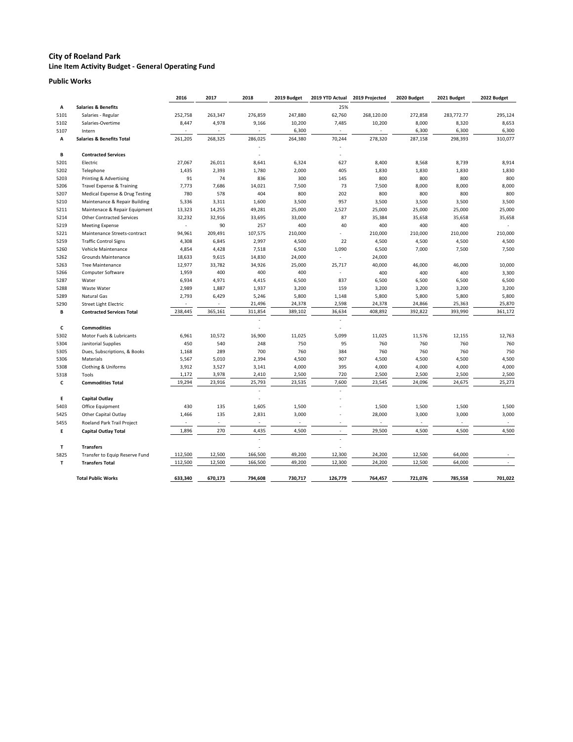# City of Roeland Park

## Line Item Activity Budget - General Operating Fund

### Public Works

| | | 2016 | 2017 | 2018 | 2019 Budget | 2019 YTD Actual | 2019 Projected | 2020 Budget | 2021 Budget | 2022 Budget |
|---|---|---|---|---|---|---|---|---|---|---|
| **A** | **Salaries & Benefits** | | | | | 25% | | | | |
| 5101 | Salaries - Regular | 252,758 | 263,347 | 276,859 | 247,880 | 62,760 | 268,120.00 | 272,858 | 283,772.77 | 295,124 |
| 5102 | Salaries-Overtime | 8,447 | 4,978 | 9,166 | 10,200 | 7,485 | 10,200 | 8,000 | 8,320 | 8,653 |
| 5107 | Intern | - | - | - | 6,300 | - | - | 6,300 | 6,300 | 6,300 |
| **A** | **Salaries & Benefits Total** | 261,205 | 268,325 | 286,025 | 264,380 | 70,244 | 278,320 | 287,158 | 298,393 | 310,077 |
| | | | | - | | - | | | | |
| **B** | **Contracted Services** | | | - | | - | | | | |
| 5201 | Electric | 27,067 | 26,011 | 8,641 | 6,324 | 627 | 8,400 | 8,568 | 8,739 | 8,914 |
| 5202 | Telephone | 1,435 | 2,393 | 1,780 | 2,000 | 405 | 1,830 | 1,830 | 1,830 | 1,830 |
| 5203 | Printing & Advertising | 91 | 74 | 836 | 300 | 145 | 800 | 800 | 800 | 800 |
| 5206 | Travel Expense & Training | 7,773 | 7,686 | 14,021 | 7,500 | 73 | 7,500 | 8,000 | 8,000 | 8,000 |
| 5207 | Medical Expense & Drug Testing | 780 | 578 | 404 | 800 | 202 | 800 | 800 | 800 | 800 |
| 5210 | Maintenance & Repair Building | 5,336 | 3,311 | 1,600 | 3,500 | 957 | 3,500 | 3,500 | 3,500 | 3,500 |
| 5211 | Maintenace & Repair Equipment | 13,323 | 14,255 | 49,281 | 25,000 | 2,527 | 25,000 | 25,000 | 25,000 | 25,000 |
| 5214 | Other Contracted Services | 32,232 | 32,916 | 33,695 | 33,000 | 87 | 35,384 | 35,658 | 35,658 | 35,658 |
| 5219 | Meeting Expense | - | 90 | 257 | 400 | 40 | 400 | 400 | 400 | - |
| 5221 | Maintenance Streets-contract | 94,961 | 209,491 | 107,575 | 210,000 | - | 210,000 | 210,000 | 210,000 | 210,000 |
| 5259 | Traffic Control Signs | 4,308 | 6,845 | 2,997 | 4,500 | 22 | 4,500 | 4,500 | 4,500 | 4,500 |
| 5260 | Vehicle Maintenance | 4,854 | 4,428 | 7,518 | 6,500 | 1,090 | 6,500 | 7,000 | 7,500 | 7,500 |
| 5262 | Grounds Maintenance | 18,633 | 9,615 | 14,830 | 24,000 | - | 24,000 | | | |
| 5263 | Tree Maintenance | 12,977 | 33,782 | 34,926 | 25,000 | 25,717 | 40,000 | 46,000 | 46,000 | 10,000 |
| 5266 | Computer Software | 1,959 | 400 | 400 | 400 | - | 400 | 400 | 400 | 3,300 |
| 5287 | Water | 6,934 | 4,971 | 4,415 | 6,500 | 837 | 6,500 | 6,500 | 6,500 | 6,500 |
| 5288 | Waste Water | 2,989 | 1,887 | 1,937 | 3,200 | 159 | 3,200 | 3,200 | 3,200 | 3,200 |
| 5289 | Natural Gas | 2,793 | 6,429 | 5,246 | 5,800 | 1,148 | 5,800 | 5,800 | 5,800 | 5,800 |
| 5290 | Street Light Electric | - | - | 21,496 | 24,378 | 2,598 | 24,378 | 24,866 | 25,363 | 25,870 |
| **B** | **Contracted Services Total** | 238,445 | 365,161 | 311,854 | 389,102 | 36,634 | 408,892 | 392,822 | 393,990 | 361,172 |
| | | | | - | | - | | | | |
| **C** | **Commodities** | | | - | | - | | | | |
| 5302 | Motor Fuels & Lubricants | 6,961 | 10,572 | 16,900 | 11,025 | 5,099 | 11,025 | 11,576 | 12,155 | 12,763 |
| 5304 | Janitorial Supplies | 450 | 540 | 248 | 750 | 95 | 760 | 760 | 760 | 760 |
| 5305 | Dues, Subscriptions, & Books | 1,168 | 289 | 700 | 760 | 384 | 760 | 760 | 760 | 750 |
| 5306 | Materials | 5,567 | 5,010 | 2,394 | 4,500 | 907 | 4,500 | 4,500 | 4,500 | 4,500 |
| 5308 | Clothing & Uniforms | 3,912 | 3,527 | 3,141 | 4,000 | 395 | 4,000 | 4,000 | 4,000 | 4,000 |
| 5318 | Tools | 1,172 | 3,978 | 2,410 | 2,500 | 720 | 2,500 | 2,500 | 2,500 | 2,500 |
| **C** | **Commodities Total** | 19,294 | 23,916 | 25,793 | 23,535 | 7,600 | 23,545 | 24,096 | 24,675 | 25,273 |
| | | | | - | | - | | | | |
| **E** | **Capital Outlay** | | | - | | - | | | | |
| 5403 | Office Equipment | 430 | 135 | 1,605 | 1,500 | - | 1,500 | 1,500 | 1,500 | 1,500 |
| 5425 | Other Capital Outlay | 1,466 | 135 | 2,831 | 3,000 | - | 28,000 | 3,000 | 3,000 | 3,000 |
| 5455 | Roeland Park Trail Project | - | - | - | - | - | - | - | - | - |
| **E** | **Capital Outlay Total** | 1,896 | 270 | 4,435 | 4,500 | - | 29,500 | 4,500 | 4,500 | 4,500 |
| | | | | - | | - | | | | |
| **T** | **Transfers** | | | - | | - | | | | |
| 5825 | Transfer to Equip Reserve Fund | 112,500 | 12,500 | 166,500 | 49,200 | 12,300 | 24,200 | 12,500 | 64,000 | - |
| **T** | **Transfers Total** | 112,500 | 12,500 | 166,500 | 49,200 | 12,300 | 24,200 | 12,500 | 64,000 | - |
| | | | | | | | | | | |
| | **Total Public Works** | 633,340 | 670,173 | 794,608 | 730,717 | 126,779 | 764,457 | 721,076 | 785,558 | 701,022 |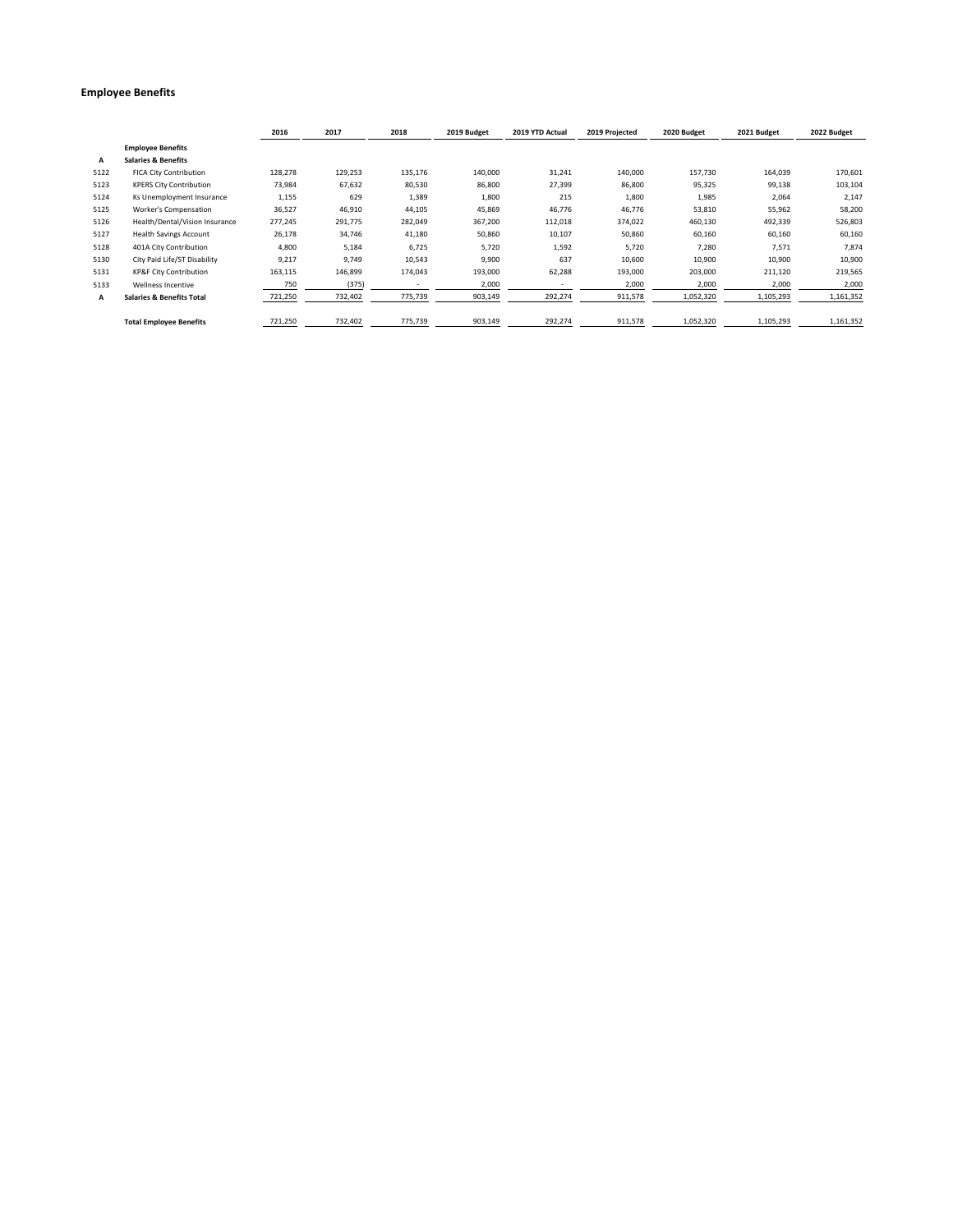## Employee Benefits

| | | 2016 | 2017 | 2018 | 2019 Budget | 2019 YTD Actual | 2019 Projected | 2020 Budget | 2021 Budget | 2022 Budget |
|---|---|---|---|---|---|---|---|---|---|---|
| | **Employee Benefits** | | | | | | | | | |
| **A** | **Salaries & Benefits** | | | | | | | | | |
| 5122 | FICA City Contribution | 128,278 | 129,253 | 135,176 | 140,000 | 31,241 | 140,000 | 157,730 | 164,039 | 170,601 |
| 5123 | KPERS City Contribution | 73,984 | 67,632 | 80,530 | 86,800 | 27,399 | 86,800 | 95,325 | 99,138 | 103,104 |
| 5124 | Ks Unemployment Insurance | 1,155 | 629 | 1,389 | 1,800 | 215 | 1,800 | 1,985 | 2,064 | 2,147 |
| 5125 | Worker's Compensation | 36,527 | 46,910 | 44,105 | 45,869 | 46,776 | 46,776 | 53,810 | 55,962 | 58,200 |
| 5126 | Health/Dental/Vision Insurance | 277,245 | 291,775 | 282,049 | 367,200 | 112,018 | 374,022 | 460,130 | 492,339 | 526,803 |
| 5127 | Health Savings Account | 26,178 | 34,746 | 41,180 | 50,860 | 10,107 | 50,860 | 60,160 | 60,160 | 60,160 |
| 5128 | 401A City Contribution | 4,800 | 5,184 | 6,725 | 5,720 | 1,592 | 5,720 | 7,280 | 7,571 | 7,874 |
| 5130 | City Paid Life/ST Disability | 9,217 | 9,749 | 10,543 | 9,900 | 637 | 10,600 | 10,900 | 10,900 | 10,900 |
| 5131 | KP&F City Contribution | 163,115 | 146,899 | 174,043 | 193,000 | 62,288 | 193,000 | 203,000 | 211,120 | 219,565 |
| 5133 | Wellness Incentive | 750 | (375) | - | 2,000 | - | 2,000 | 2,000 | 2,000 | 2,000 |
| **A** | **Salaries & Benefits Total** | 721,250 | 732,402 | 775,739 | 903,149 | 292,274 | 911,578 | 1,052,320 | 1,105,293 | 1,161,352 |
| | **Total Employee Benefits** | 721,250 | 732,402 | 775,739 | 903,149 | 292,274 | 911,578 | 1,052,320 | 1,105,293 | 1,161,352 |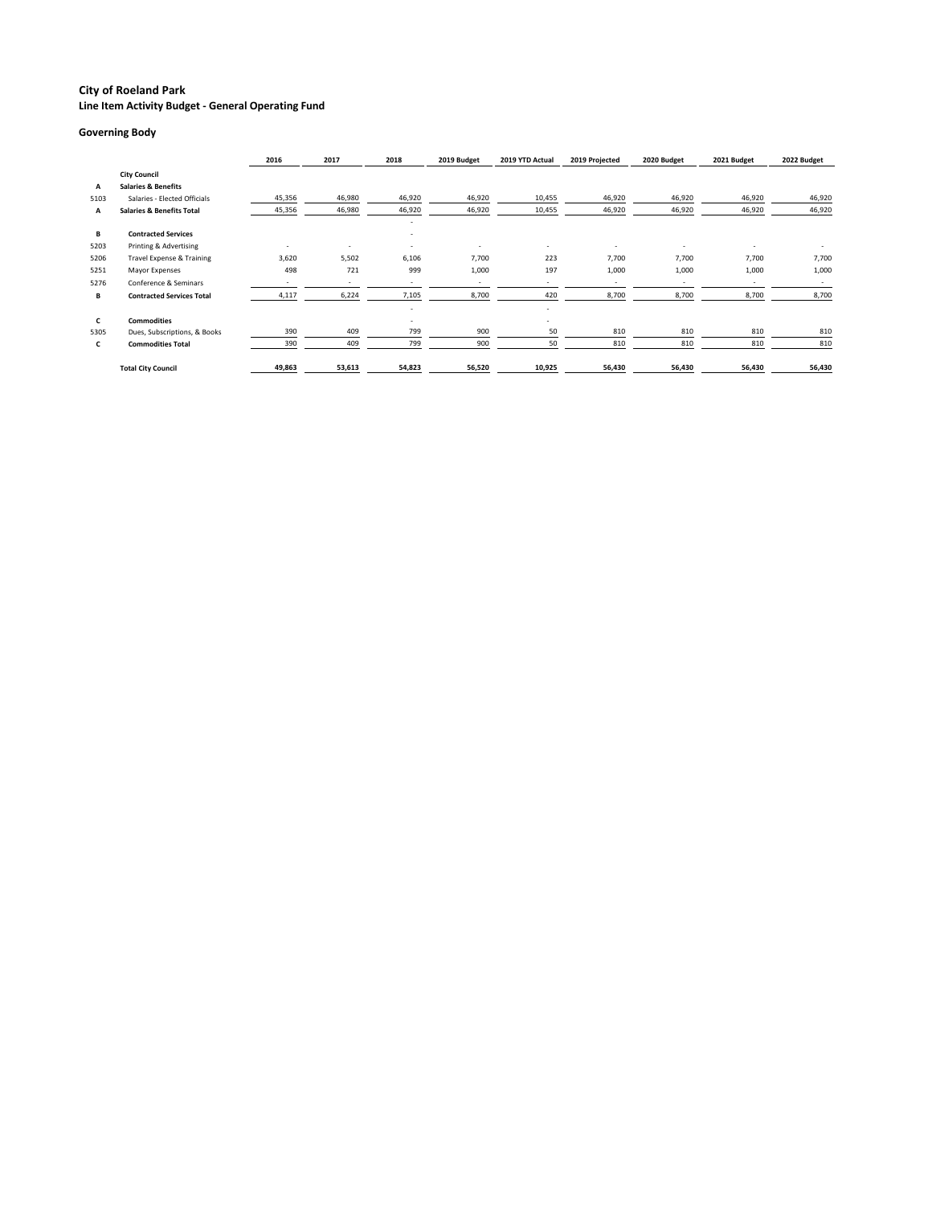# City of Roeland Park
## Line Item Activity Budget - General Operating Fund

### Governing Body

| | | 2016 | 2017 | 2018 | 2019 Budget | 2019 YTD Actual | 2019 Projected | 2020 Budget | 2021 Budget | 2022 Budget |
|---|---|---|---|---|---|---|---|---|---|---|
| | **City Council** | | | | | | | | | |
| **A** | **Salaries & Benefits** | | | | | | | | | |
| 5103 | Salaries - Elected Officials | 45,356 | 46,980 | 46,920 | 46,920 | 10,455 | 46,920 | 46,920 | 46,920 | 46,920 |
| **A** | **Salaries & Benefits Total** | 45,356 | 46,980 | 46,920 | 46,920 | 10,455 | 46,920 | 46,920 | 46,920 | 46,920 |
| | | | | - | | | | | | |
| **B** | **Contracted Services** | | | - | | | | | | |
| 5203 | Printing & Advertising | - | - | - | - | - | - | - | - | - |
| 5206 | Travel Expense & Training | 3,620 | 5,502 | 6,106 | 7,700 | 223 | 7,700 | 7,700 | 7,700 | 7,700 |
| 5251 | Mayor Expenses | 498 | 721 | 999 | 1,000 | 197 | 1,000 | 1,000 | 1,000 | 1,000 |
| 5276 | Conference & Seminars | - | - | - | - | - | - | - | - | - |
| **B** | **Contracted Services Total** | 4,117 | 6,224 | 7,105 | 8,700 | 420 | 8,700 | 8,700 | 8,700 | 8,700 |
| | | | | - | | - | | | | |
| **C** | **Commodities** | | | - | | - | | | | |
| 5305 | Dues, Subscriptions, & Books | 390 | 409 | 799 | 900 | 50 | 810 | 810 | 810 | 810 |
| **C** | **Commodities Total** | 390 | 409 | 799 | 900 | 50 | 810 | 810 | 810 | 810 |
| | **Total City Council** | **49,863** | **53,613** | **54,823** | **56,520** | **10,925** | **56,430** | **56,430** | **56,430** | **56,430** |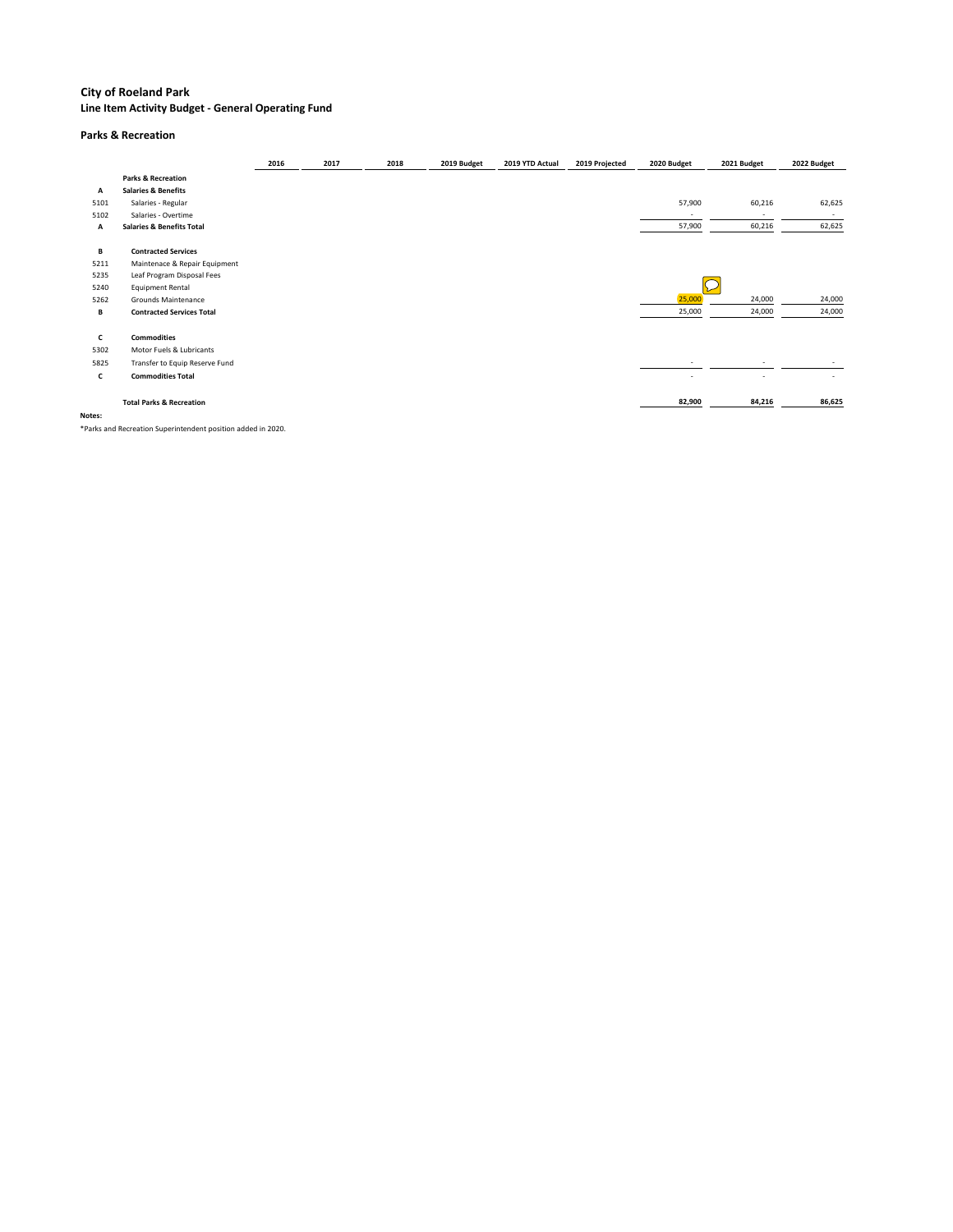# City of Roeland Park

## Line Item Activity Budget - General Operating Fund

### Parks & Recreation

| | | 2016 | 2017 | 2018 | 2019 Budget | 2019 YTD Actual | 2019 Projected | 2020 Budget | 2021 Budget | 2022 Budget |
|---|---|---|---|---|---|---|---|---|---|---|
| | **Parks & Recreation** | | | | | | | | | |
| **A** | **Salaries & Benefits** | | | | | | | | | |
| 5101 | Salaries - Regular | | | | | | | 57,900 | 60,216 | 62,625 |
| 5102 | Salaries - Overtime | | | | | | | - | - | - |
| **A** | **Salaries & Benefits Total** | | | | | | | 57,900 | 60,216 | 62,625 |
| | | | | | | | | | | |
| **B** | **Contracted Services** | | | | | | | | | |
| 5211 | Maintenace & Repair Equipment | | | | | | | | | |
| 5235 | Leaf Program Disposal Fees | | | | | | | | | |
| 5240 | Equipment Rental | | | | | | | | | |
| 5262 | Grounds Maintenance | | | | | | | 25,000 | 24,000 | 24,000 |
| **B** | **Contracted Services Total** | | | | | | | 25,000 | 24,000 | 24,000 |
| | | | | | | | | | | |
| **C** | **Commodities** | | | | | | | | | |
| 5302 | Motor Fuels & Lubricants | | | | | | | | | |
| 5825 | Transfer to Equip Reserve Fund | | | | | | | - | - | - |
| **C** | **Commodities Total** | | | | | | | - | - | - |
| | | | | | | | | | | |
| | **Total Parks & Recreation** | | | | | | | **82,900** | **84,216** | **86,625** |

**Notes:**

*Parks and Recreation Superintendent position added in 2020.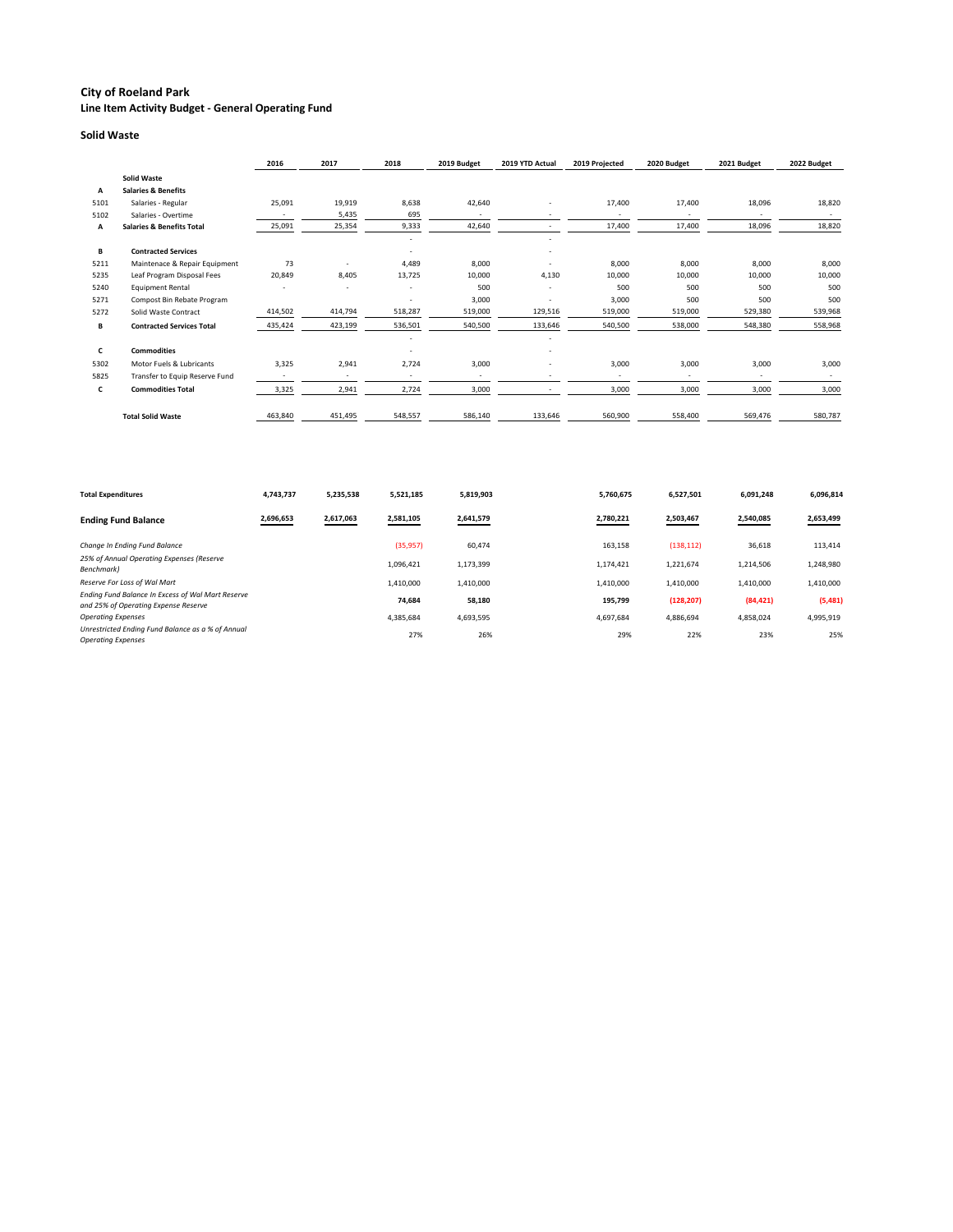# City of Roeland Park

## Line Item Activity Budget - General Operating Fund

### Solid Waste

| | | 2016 | 2017 | 2018 | 2019 Budget | 2019 YTD Actual | 2019 Projected | 2020 Budget | 2021 Budget | 2022 Budget |
|---|---|---|---|---|---|---|---|---|---|---|
| | **Solid Waste** | | | | | | | | | |
| **A** | **Salaries & Benefits** | | | | | | | | | |
| 5101 | Salaries - Regular | 25,091 | 19,919 | 8,638 | 42,640 | - | 17,400 | 17,400 | 18,096 | 18,820 |
| 5102 | Salaries - Overtime | - | 5,435 | 695 | - | - | - | - | - | - |
| **A** | **Salaries & Benefits Total** | 25,091 | 25,354 | 9,333 | 42,640 | - | 17,400 | 17,400 | 18,096 | 18,820 |
| | | | | - | | - | | | | |
| **B** | **Contracted Services** | | | - | | - | | | | |
| 5211 | Maintenace & Repair Equipment | 73 | - | 4,489 | 8,000 | - | 8,000 | 8,000 | 8,000 | 8,000 |
| 5235 | Leaf Program Disposal Fees | 20,849 | 8,405 | 13,725 | 10,000 | 4,130 | 10,000 | 10,000 | 10,000 | 10,000 |
| 5240 | Equipment Rental | - | - | - | 500 | - | 500 | 500 | 500 | 500 |
| 5271 | Compost Bin Rebate Program | | | - | 3,000 | - | 3,000 | 500 | 500 | 500 |
| 5272 | Solid Waste Contract | 414,502 | 414,794 | 518,287 | 519,000 | 129,516 | 519,000 | 519,000 | 529,380 | 539,968 |
| **B** | **Contracted Services Total** | 435,424 | 423,199 | 536,501 | 540,500 | 133,646 | 540,500 | 538,000 | 548,380 | 558,968 |
| | | | | - | | - | | | | |
| **C** | **Commodities** | | | - | | - | | | | |
| 5302 | Motor Fuels & Lubricants | 3,325 | 2,941 | 2,724 | 3,000 | - | 3,000 | 3,000 | 3,000 | 3,000 |
| 5825 | Transfer to Equip Reserve Fund | - | - | - | - | - | - | - | - | - |
| **C** | **Commodities Total** | 3,325 | 2,941 | 2,724 | 3,000 | - | 3,000 | 3,000 | 3,000 | 3,000 |
| | | | | | | | | | | |
| | **Total Solid Waste** | 463,840 | 451,495 | 548,557 | 586,140 | 133,646 | 560,900 | 558,400 | 569,476 | 580,787 |

| | 2016 | 2017 | 2018 | 2019 Budget | 2019 YTD Actual | 2019 Projected | 2020 Budget | 2021 Budget | 2022 Budget |
|---|---|---|---|---|---|---|---|---|---|
| **Total Expenditures** | **4,743,737** | **5,235,538** | **5,521,185** | **5,819,903** | | **5,760,675** | **6,527,501** | **6,091,248** | **6,096,814** |
| **Ending Fund Balance** | **2,696,653** | **2,617,063** | **2,581,105** | **2,641,579** | | **2,780,221** | **2,503,467** | **2,540,085** | **2,653,499** |
| *Change In Ending Fund Balance* | | | (35,957) | 60,474 | | 163,158 | (138,112) | 36,618 | 113,414 |
| *25% of Annual Operating Expenses (Reserve Benchmark)* | | | 1,096,421 | 1,173,399 | | 1,174,421 | 1,221,674 | 1,214,506 | 1,248,980 |
| *Reserve For Loss of Wal Mart* | | | 1,410,000 | 1,410,000 | | 1,410,000 | 1,410,000 | 1,410,000 | 1,410,000 |
| *Ending Fund Balance In Excess of Wal Mart Reserve and 25% of Operating Expense Reserve* | | | **74,684** | **58,180** | | **195,799** | **(128,207)** | **(84,421)** | **(5,481)** |
| *Operating Expenses* | | | 4,385,684 | 4,693,595 | | 4,697,684 | 4,886,694 | 4,858,024 | 4,995,919 |
| *Unrestricted Ending Fund Balance as a % of Annual Operating Expenses* | | | 27% | 26% | | 29% | 22% | 23% | 25% |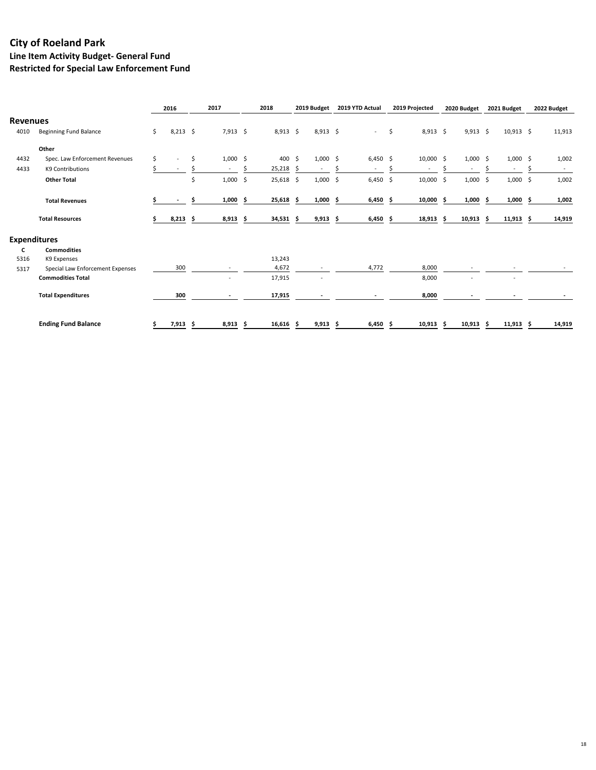# City of Roeland Park
## Line Item Activity Budget- General Fund
## Restricted for Special Law Enforcement Fund

| | | 2016 | 2017 | 2018 | 2019 Budget | 2019 YTD Actual | 2019 Projected | 2020 Budget | 2021 Budget | 2022 Budget |
|---|---|---|---|---|---|---|---|---|---|---|
| **Revenues** | | | | | | | | | | |
| 4010 | Beginning Fund Balance | $ 8,213 | $ 7,913 | $ 8,913 | $ 8,913 | $ - | $ 8,913 | $ 9,913 | $ 10,913 | $ 11,913 |
| | **Other** | | | | | | | | | |
| 4432 | Spec. Law Enforcement Revenues | $ - | $ 1,000 | $ 400 | $ 1,000 | $ 6,450 | $ 10,000 | $ 1,000 | $ 1,000 | $ 1,002 |
| 4433 | K9 Contributions | $ - | $ - | $ 25,218 | $ - | $ - | $ - | $ - | $ - | $ - |
| | **Other Total** | | $ 1,000 | $ 25,618 | $ 1,000 | $ 6,450 | $ 10,000 | $ 1,000 | $ 1,000 | $ 1,002 |
| | **Total Revenues** | **$ -** | **$ 1,000** | **$ 25,618** | **$ 1,000** | **$ 6,450** | **$ 10,000** | **$ 1,000** | **$ 1,000** | **$ 1,002** |
| | **Total Resources** | **$ 8,213** | **$ 8,913** | **$ 34,531** | **$ 9,913** | **$ 6,450** | **$ 18,913** | **$ 10,913** | **$ 11,913** | **$ 14,919** |
| **Expenditures** | | | | | | | | | | |
| **C** | **Commodities** | | | | | | | | | |
| 5316 | K9 Expenses | | | 13,243 | | | | | | |
| 5317 | Special Law Enforcement Expenses | 300 | - | 4,672 | - | 4,772 | 8,000 | - | - | - |
| | **Commodities Total** | | - | 17,915 | - | | 8,000 | - | - | |
| | **Total Expenditures** | **300** | **-** | **17,915** | **-** | **-** | **8,000** | **-** | **-** | **-** |
| | **Ending Fund Balance** | **$ 7,913** | **$ 8,913** | **$ 16,616** | **$ 9,913** | **$ 6,450** | **$ 10,913** | **$ 10,913** | **$ 11,913** | **$ 14,919** |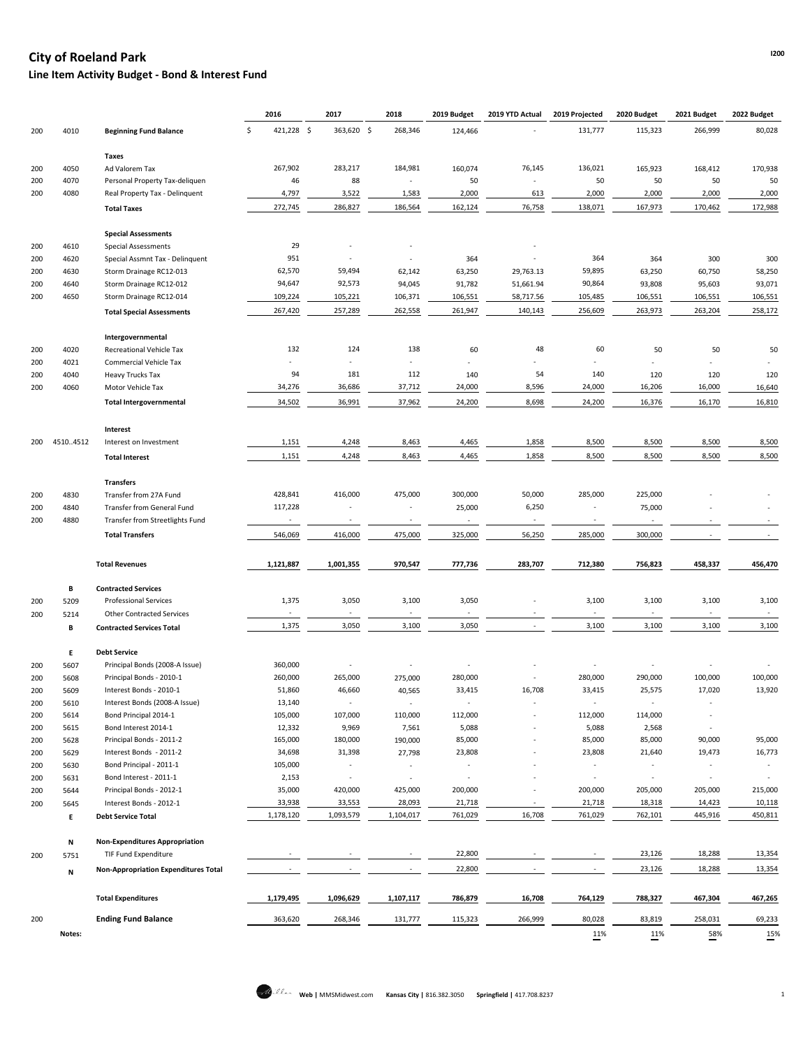# City of Roeland Park

## Line Item Activity Budget - Bond & Interest Fund

I200

| | | | 2016 | 2017 | 2018 | 2019 Budget | 2019 YTD Actual | 2019 Projected | 2020 Budget | 2021 Budget | 2022 Budget |
|---|---|---|---|---|---|---|---|---|---|---|---|
| 200 | 4010 | **Beginning Fund Balance** | $ 421,228 | $ 363,620 | $ 268,346 | 124,466 | - | 131,777 | 115,323 | 266,999 | 80,028 |
| | | **Taxes** | | | | | | | | | |
| 200 | 4050 | Ad Valorem Tax | 267,902 | 283,217 | 184,981 | 160,074 | 76,145 | 136,021 | 165,923 | 168,412 | 170,938 |
| 200 | 4070 | Personal Property Tax-deliquen | 46 | 88 | - | 50 | - | 50 | 50 | 50 | 50 |
| 200 | 4080 | Real Property Tax - Delinquent | 4,797 | 3,522 | 1,583 | 2,000 | 613 | 2,000 | 2,000 | 2,000 | 2,000 |
| | | **Total Taxes** | 272,745 | 286,827 | 186,564 | 162,124 | 76,758 | 138,071 | 167,973 | 170,462 | 172,988 |
| | | **Special Assessments** | | | | | | | | | |
| 200 | 4610 | Special Assessments | 29 | - | - | | - | | | | |
| 200 | 4620 | Special Assmnt Tax - Delinquent | 951 | - | - | 364 | - | 364 | 364 | 300 | 300 |
| 200 | 4630 | Storm Drainage RC12-013 | 62,570 | 59,494 | 62,142 | 63,250 | 29,763.13 | 59,895 | 63,250 | 60,750 | 58,250 |
| 200 | 4640 | Storm Drainage RC12-012 | 94,647 | 92,573 | 94,045 | 91,782 | 51,661.94 | 90,864 | 93,808 | 95,603 | 93,071 |
| 200 | 4650 | Storm Drainage RC12-014 | 109,224 | 105,221 | 106,371 | 106,551 | 58,717.56 | 105,485 | 106,551 | 106,551 | 106,551 |
| | | **Total Special Assessments** | 267,420 | 257,289 | 262,558 | 261,947 | 140,143 | 256,609 | 263,973 | 263,204 | 258,172 |
| | | **Intergovernmental** | | | | | | | | | |
| 200 | 4020 | Recreational Vehicle Tax | 132 | 124 | 138 | 60 | 48 | 60 | 50 | 50 | 50 |
| 200 | 4021 | Commercial Vehicle Tax | - | - | - | - | - | - | - | - | - |
| 200 | 4040 | Heavy Trucks Tax | 94 | 181 | 112 | 140 | 54 | 140 | 120 | 120 | 120 |
| 200 | 4060 | Motor Vehicle Tax | 34,276 | 36,686 | 37,712 | 24,000 | 8,596 | 24,000 | 16,206 | 16,000 | 16,640 |
| | | **Total Intergovernmental** | 34,502 | 36,991 | 37,962 | 24,200 | 8,698 | 24,200 | 16,376 | 16,170 | 16,810 |
| | | **Interest** | | | | | | | | | |
| 200 | 4510..4512 | Interest on Investment | 1,151 | 4,248 | 8,463 | 4,465 | 1,858 | 8,500 | 8,500 | 8,500 | 8,500 |
| | | **Total Interest** | 1,151 | 4,248 | 8,463 | 4,465 | 1,858 | 8,500 | 8,500 | 8,500 | 8,500 |
| | | **Transfers** | | | | | | | | | |
| 200 | 4830 | Transfer from 27A Fund | 428,841 | 416,000 | 475,000 | 300,000 | 50,000 | 285,000 | 225,000 | - | - |
| 200 | 4840 | Transfer from General Fund | 117,228 | - | - | 25,000 | 6,250 | - | 75,000 | - | - |
| 200 | 4880 | Transfer from Streetlights Fund | - | - | - | - | - | - | - | - | - |
| | | **Total Transfers** | 546,069 | 416,000 | 475,000 | 325,000 | 56,250 | 285,000 | 300,000 | - | - |
| | | **Total Revenues** | **1,121,887** | **1,001,355** | **970,547** | **777,736** | **283,707** | **712,380** | **756,823** | **458,337** | **456,470** |
| | **B** | **Contracted Services** | | | | | | | | | |
| 200 | 5209 | Professional Services | 1,375 | 3,050 | 3,100 | 3,050 | - | 3,100 | 3,100 | 3,100 | 3,100 |
| 200 | 5214 | Other Contracted Services | - | - | - | - | - | - | - | - | - |
| | **B** | **Contracted Services Total** | 1,375 | 3,050 | 3,100 | 3,050 | - | 3,100 | 3,100 | 3,100 | 3,100 |
| | **E** | **Debt Service** | | | | | | | | | |
| 200 | 5607 | Principal Bonds (2008-A Issue) | 360,000 | - | - | - | - | - | - | - | - |
| 200 | 5608 | Principal Bonds - 2010-1 | 260,000 | 265,000 | 275,000 | 280,000 | - | 280,000 | 290,000 | 100,000 | 100,000 |
| 200 | 5609 | Interest Bonds - 2010-1 | 51,860 | 46,660 | 40,565 | 33,415 | 16,708 | 33,415 | 25,575 | 17,020 | 13,920 |
| 200 | 5610 | Interest Bonds (2008-A Issue) | 13,140 | - | - | - | - | - | - | - | |
| 200 | 5614 | Bond Principal 2014-1 | 105,000 | 107,000 | 110,000 | 112,000 | - | 112,000 | 114,000 | - | |
| 200 | 5615 | Bond Interest 2014-1 | 12,332 | 9,969 | 7,561 | 5,088 | - | 5,088 | 2,568 | - | |
| 200 | 5628 | Principal Bonds - 2011-2 | 165,000 | 180,000 | 190,000 | 85,000 | - | 85,000 | 85,000 | 90,000 | 95,000 |
| 200 | 5629 | Interest Bonds - 2011-2 | 34,698 | 31,398 | 27,798 | 23,808 | - | 23,808 | 21,640 | 19,473 | 16,773 |
| 200 | 5630 | Bond Principal - 2011-1 | 105,000 | - | - | - | - | - | - | - | - |
| 200 | 5631 | Bond Interest - 2011-1 | 2,153 | - | - | - | - | - | - | - | - |
| 200 | 5644 | Principal Bonds - 2012-1 | 35,000 | 420,000 | 425,000 | 200,000 | - | 200,000 | 205,000 | 205,000 | 215,000 |
| 200 | 5645 | Interest Bonds - 2012-1 | 33,938 | 33,553 | 28,093 | 21,718 | - | 21,718 | 18,318 | 14,423 | 10,118 |
| | **E** | **Debt Service Total** | 1,178,120 | 1,093,579 | 1,104,017 | 761,029 | 16,708 | 761,029 | 762,101 | 445,916 | 450,811 |
| | **N** | **Non-Expenditures Appropriation** | | | | | | | | | |
| 200 | 5751 | TIF Fund Expenditure | - | - | - | 22,800 | - | - | 23,126 | 18,288 | 13,354 |
| | **N** | **Non-Appropriation Expenditures Total** | - | - | - | 22,800 | - | - | 23,126 | 18,288 | 13,354 |
| | | **Total Expenditures** | **1,179,495** | **1,096,629** | **1,107,117** | **786,879** | **16,708** | **764,129** | **788,327** | **467,304** | **467,265** |
| 200 | | **Ending Fund Balance** | 363,620 | 268,346 | 131,777 | 115,323 | 266,999 | 80,028 | 83,819 | 258,031 | 69,233 |
| | **Notes:** | | | | | | | 11% | 11% | 58% | 15% |

**Web** | MMSMidwest.com **Kansas City** | 816.382.3050 **Springfield** | 417.708.8237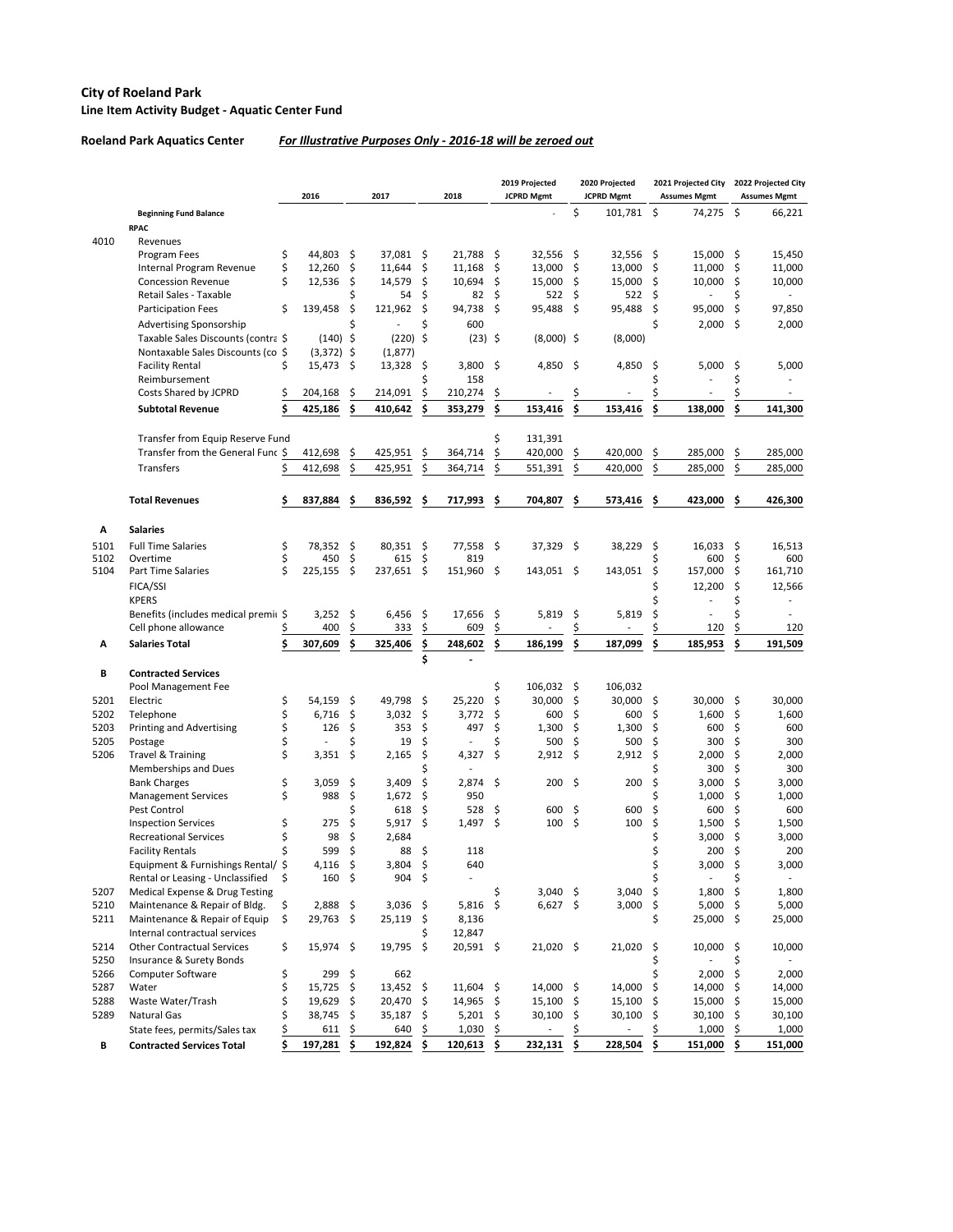# City of Roeland Park

## Line Item Activity Budget - Aquatic Center Fund

**Roeland Park Aquatics Center** ***For Illustrative Purposes Only - 2016-18 will be zeroed out***

| | | 2016 | 2017 | 2018 | 2019 Projected JCPRD Mgmt | 2020 Projected JCPRD Mgmt | 2021 Projected City Assumes Mgmt | 2022 Projected City Assumes Mgmt |
|---|---|---|---|---|---|---|---|---|
| | **Beginning Fund Balance** | | | | - | $ 101,781 | $ 74,275 | $ 66,221 |
| | **RPAC** | | | | | | | |
| 4010 | Revenues | | | | | | | |
| | Program Fees | $ 44,803 | $ 37,081 | $ 21,788 | $ 32,556 | $ 32,556 | $ 15,000 | $ 15,450 |
| | Internal Program Revenue | $ 12,260 | $ 11,644 | $ 11,168 | $ 13,000 | $ 13,000 | $ 11,000 | $ 11,000 |
| | Concession Revenue | $ 12,536 | $ 14,579 | $ 10,694 | $ 15,000 | $ 15,000 | $ 10,000 | $ 10,000 |
| | Retail Sales - Taxable | | $ 54 | $ 82 | $ 522 | $ 522 | $ - | $ - |
| | Participation Fees | $ 139,458 | $ 121,962 | $ 94,738 | $ 95,488 | $ 95,488 | $ 95,000 | $ 97,850 |
| | Advertising Sponsorship | | $ - | $ 600 | | | $ 2,000 | $ 2,000 |
| | Taxable Sales Discounts (contra | $ (140) | $ (220) | $ (23) | $ (8,000) | $ (8,000) | | |
| | Nontaxable Sales Discounts (co | $ (3,372) | $ (1,877) | | | | | |
| | Facility Rental | $ 15,473 | $ 13,328 | $ 3,800 | $ 4,850 | $ 4,850 | $ 5,000 | $ 5,000 |
| | Reimbursement | | | $ 158 | | | $ - | $ - |
| | Costs Shared by JCPRD | $ 204,168 | $ 214,091 | $ 210,274 | $ - | $ - | $ - | $ - |
| | **Subtotal Revenue** | **$ 425,186** | **$ 410,642** | **$ 353,279** | **$ 153,416** | **$ 153,416** | **$ 138,000** | **$ 141,300** |
| | Transfer from Equip Reserve Fund | | | | $ 131,391 | | | |
| | Transfer from the General Fund | $ 412,698 | $ 425,951 | $ 364,714 | $ 420,000 | $ 420,000 | $ 285,000 | $ 285,000 |
| | Transfers | $ 412,698 | $ 425,951 | $ 364,714 | $ 551,391 | $ 420,000 | $ 285,000 | $ 285,000 |
| | **Total Revenues** | **$ 837,884** | **$ 836,592** | **$ 717,993** | **$ 704,807** | **$ 573,416** | **$ 423,000** | **$ 426,300** |
| **A** | **Salaries** | | | | | | | |
| 5101 | Full Time Salaries | $ 78,352 | $ 80,351 | $ 77,558 | $ 37,329 | $ 38,229 | $ 16,033 | $ 16,513 |
| 5102 | Overtime | $ 450 | $ 615 | $ 819 | | | $ 600 | $ 600 |
| 5104 | Part Time Salaries | $ 225,155 | $ 237,651 | $ 151,960 | $ 143,051 | $ 143,051 | $ 157,000 | $ 161,710 |
| | FICA/SSI | | | | | | $ 12,200 | $ 12,566 |
| | KPERS | | | | | | $ - | $ - |
| | Benefits (includes medical premi | $ 3,252 | $ 6,456 | $ 17,656 | $ 5,819 | $ 5,819 | $ - | $ - |
| | Cell phone allowance | $ 400 | $ 333 | $ 609 | $ - | $ - | $ 120 | $ 120 |
| **A** | **Salaries Total** | **$ 307,609** | **$ 325,406** | **$ 248,602** | **$ 186,199** | **$ 187,099** | **$ 185,953** | **$ 191,509** |
| | | | | $ - | | | | |
| **B** | **Contracted Services** | | | | | | | |
| | Pool Management Fee | | | | $ 106,032 | $ 106,032 | | |
| 5201 | Electric | $ 54,159 | $ 49,798 | $ 25,220 | $ 30,000 | $ 30,000 | $ 30,000 | $ 30,000 |
| 5202 | Telephone | $ 6,716 | $ 3,032 | $ 3,772 | $ 600 | $ 600 | $ 1,600 | $ 1,600 |
| 5203 | Printing and Advertising | $ 126 | $ 353 | $ 497 | $ 1,300 | $ 1,300 | $ 600 | $ 600 |
| 5205 | Postage | $ - | $ 19 | $ - | $ 500 | $ 500 | $ 300 | $ 300 |
| 5206 | Travel & Training | $ 3,351 | $ 2,165 | $ 4,327 | $ 2,912 | $ 2,912 | $ 2,000 | $ 2,000 |
| | Memberships and Dues | | | $ - | | | $ 300 | $ 300 |
| | Bank Charges | $ 3,059 | $ 3,409 | $ 2,874 | $ 200 | $ 200 | $ 3,000 | $ 3,000 |
| | Management Services | $ 988 | $ 1,672 | $ 950 | | | $ 1,000 | $ 1,000 |
| | Pest Control | | $ 618 | $ 528 | $ 600 | $ 600 | $ 600 | $ 600 |
| | Inspection Services | $ 275 | $ 5,917 | $ 1,497 | $ 100 | $ 100 | $ 1,500 | $ 1,500 |
| | Recreational Services | $ 98 | $ 2,684 | | | | $ 3,000 | $ 3,000 |
| | Facility Rentals | $ 599 | $ 88 | $ 118 | | | $ 200 | $ 200 |
| | Equipment & Furnishings Rental/ | $ 4,116 | $ 3,804 | $ 640 | | | $ 3,000 | $ 3,000 |
| | Rental or Leasing - Unclassified | $ 160 | $ 904 | $ - | | | $ - | $ - |
| 5207 | Medical Expense & Drug Testing | | | | $ 3,040 | $ 3,040 | $ 1,800 | $ 1,800 |
| 5210 | Maintenance & Repair of Bldg. | $ 2,888 | $ 3,036 | $ 5,816 | $ 6,627 | $ 3,000 | $ 5,000 | $ 5,000 |
| 5211 | Maintenance & Repair of Equip | $ 29,763 | $ 25,119 | $ 8,136 | | | $ 25,000 | $ 25,000 |
| | Internal contractual services | | | $ 12,847 | | | | |
| 5214 | Other Contractual Services | $ 15,974 | $ 19,795 | $ 20,591 | $ 21,020 | $ 21,020 | $ 10,000 | $ 10,000 |
| 5250 | Insurance & Surety Bonds | | | | | | $ - | $ - |
| 5266 | Computer Software | $ 299 | $ 662 | | | | $ 2,000 | $ 2,000 |
| 5287 | Water | $ 15,725 | $ 13,452 | $ 11,604 | $ 14,000 | $ 14,000 | $ 14,000 | $ 14,000 |
| 5288 | Waste Water/Trash | $ 19,629 | $ 20,470 | $ 14,965 | $ 15,100 | $ 15,100 | $ 15,000 | $ 15,000 |
| 5289 | Natural Gas | $ 38,745 | $ 35,187 | $ 5,201 | $ 30,100 | $ 30,100 | $ 30,100 | $ 30,100 |
| | State fees, permits/Sales tax | $ 611 | $ 640 | $ 1,030 | $ - | $ - | $ 1,000 | $ 1,000 |
| **B** | **Contracted Services Total** | **$ 197,281** | **$ 192,824** | **$ 120,613** | **$ 232,131** | **$ 228,504** | **$ 151,000** | **$ 151,000** |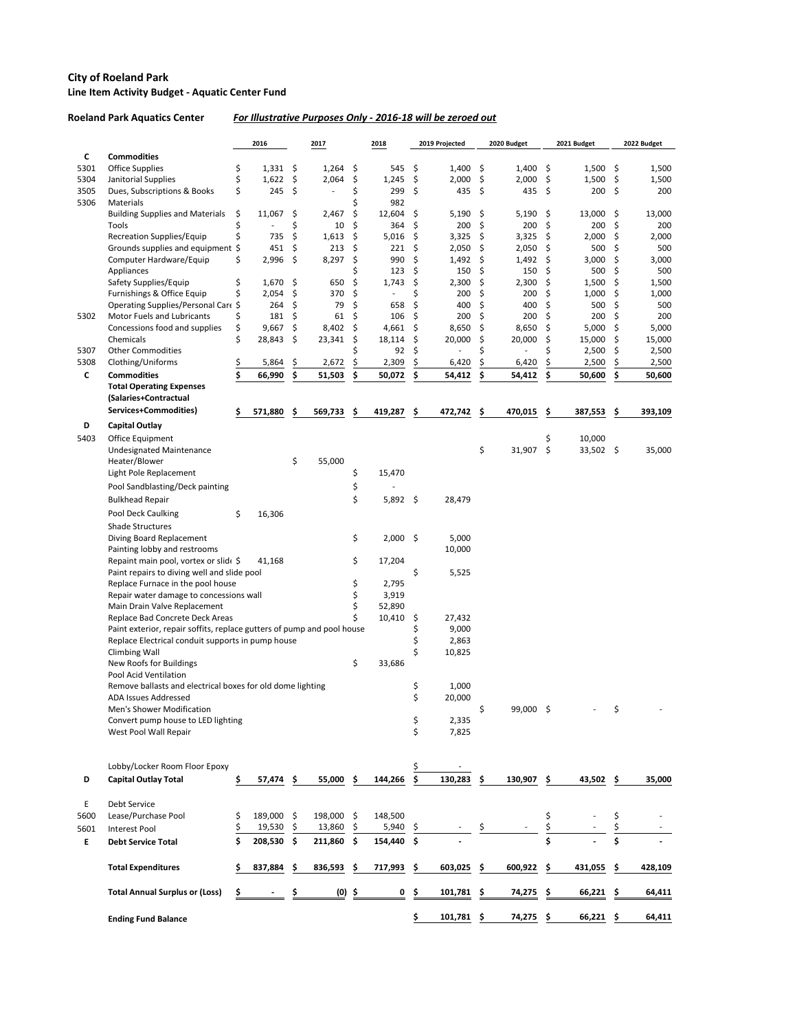**City of Roeland Park**
**Line Item Activity Budget - Aquatic Center Fund**

**Roeland Park Aquatics Center** ***For Illustrative Purposes Only - 2016-18 will be zeroed out***

| | | 2016 | 2017 | 2018 | 2019 Projected | 2020 Budget | 2021 Budget | 2022 Budget |
|---|---|---|---|---|---|---|---|---|
| **C** | **Commodities** | | | | | | | |
| 5301 | Office Supplies | $ 1,331 | $ 1,264 | $ 545 | $ 1,400 | $ 1,400 | $ 1,500 | $ 1,500 |
| 5304 | Janitorial Supplies | $ 1,622 | $ 2,064 | $ 1,245 | $ 2,000 | $ 2,000 | $ 1,500 | $ 1,500 |
| 3505 | Dues, Subscriptions & Books | $ 245 | $ - | $ 299 | $ 435 | $ 435 | $ 200 | $ 200 |
| 5306 | Materials | | | $ 982 | | | | |
| | Building Supplies and Materials | $ 11,067 | $ 2,467 | $ 12,604 | $ 5,190 | $ 5,190 | $ 13,000 | $ 13,000 |
| | Tools | $ - | $ 10 | $ 364 | $ 200 | $ 200 | $ 200 | $ 200 |
| | Recreation Supplies/Equip | $ 735 | $ 1,613 | $ 5,016 | $ 3,325 | $ 3,325 | $ 2,000 | $ 2,000 |
| | Grounds supplies and equipment | $ 451 | $ 213 | $ 221 | $ 2,050 | $ 2,050 | $ 500 | $ 500 |
| | Computer Hardware/Equip | $ 2,996 | $ 8,297 | $ 990 | $ 1,492 | $ 1,492 | $ 3,000 | $ 3,000 |
| | Appliances | | | $ 123 | $ 150 | $ 150 | $ 500 | $ 500 |
| | Safety Supplies/Equip | $ 1,670 | $ 650 | $ 1,743 | $ 2,300 | $ 2,300 | $ 1,500 | $ 1,500 |
| | Furnishings & Office Equip | $ 2,054 | $ 370 | $ - | $ 200 | $ 200 | $ 1,000 | $ 1,000 |
| | Operating Supplies/Personal Care | $ 264 | $ 79 | $ 658 | $ 400 | $ 400 | $ 500 | $ 500 |
| 5302 | Motor Fuels and Lubricants | $ 181 | $ 61 | $ 106 | $ 200 | $ 200 | $ 200 | $ 200 |
| | Concessions food and supplies | $ 9,667 | $ 8,402 | $ 4,661 | $ 8,650 | $ 8,650 | $ 5,000 | $ 5,000 |
| | Chemicals | $ 28,843 | $ 23,341 | $ 18,114 | $ 20,000 | $ 20,000 | $ 15,000 | $ 15,000 |
| 5307 | Other Commodities | | | $ 92 | $ - | $ - | $ 2,500 | $ 2,500 |
| 5308 | Clothing/Uniforms | $ 5,864 | $ 2,672 | $ 2,309 | $ 6,420 | $ 6,420 | $ 2,500 | $ 2,500 |
| **C** | **Commodities** | **$ 66,990** | **$ 51,503** | **$ 50,072** | **$ 54,412** | **$ 54,412** | **$ 50,600** | **$ 50,600** |
| | **Total Operating Expenses (Salaries+Contractual Services+Commodities)** | **$ 571,880** | **$ 569,733** | **$ 419,287** | **$ 472,742** | **$ 470,015** | **$ 387,553** | **$ 393,109** |
| **D** | **Capital Outlay** | | | | | | | |
| 5403 | Office Equipment | | | | | | $ 10,000 | |
| | Undesignated Maintenance | | | | | $ 31,907 | $ 33,502 | $ 35,000 |
| | Heater/Blower | | $ 55,000 | | | | | |
| | Light Pole Replacement | | | $ 15,470 | | | | |
| | Pool Sandblasting/Deck painting | | | $ - | | | | |
| | Bulkhead Repair | | | $ 5,892 | $ 28,479 | | | |
| | Pool Deck Caulking | $ 16,306 | | | | | | |
| | Shade Structures | | | | | | | |
| | Diving Board Replacement | | | $ 2,000 | $ 5,000 | | | |
| | Painting lobby and restrooms | | | | 10,000 | | | |
| | Repaint main pool, vortex or slide | $ 41,168 | | $ 17,204 | | | | |
| | Paint repairs to diving well and slide pool | | | | $ 5,525 | | | |
| | Replace Furnace in the pool house | | | $ 2,795 | | | | |
| | Repair water damage to concessions wall | | | $ 3,919 | | | | |
| | Main Drain Valve Replacement | | | $ 52,890 | | | | |
| | Replace Bad Concrete Deck Areas | | | $ 10,410 | $ 27,432 | | | |
| | Paint exterior, repair soffits, replace gutters of pump and pool house | | | | $ 9,000 | | | |
| | Replace Electrical conduit supports in pump house | | | | $ 2,863 | | | |
| | Climbing Wall | | | | $ 10,825 | | | |
| | New Roofs for Buildings | | | $ 33,686 | | | | |
| | Pool Acid Ventilation | | | | | | | |
| | Remove ballasts and electrical boxes for old dome lighting | | | | $ 1,000 | | | |
| | ADA Issues Addressed | | | | $ 20,000 | | | |
| | Men's Shower Modification | | | | | $ 99,000 | $ - | $ - |
| | Convert pump house to LED lighting | | | | $ 2,335 | | | |
| | West Pool Wall Repair | | | | $ 7,825 | | | |
| | Lobby/Locker Room Floor Epoxy | | | | $ - | | | |
| **D** | **Capital Outlay Total** | **$ 57,474** | **$ 55,000** | **$ 144,266** | **$ 130,283** | **$ 130,907** | **$ 43,502** | **$ 35,000** |
| E | Debt Service | | | | | | | |
| 5600 | Lease/Purchase Pool | $ 189,000 | $ 198,000 | $ 148,500 | | | $ - | $ - |
| 5601 | Interest Pool | $ 19,530 | $ 13,860 | $ 5,940 | $ - | $ - | $ - | $ - |
| **E** | **Debt Service Total** | **$ 208,530** | **$ 211,860** | **$ 154,440** | **$ -** | | **$ -** | **$ -** |
| | **Total Expenditures** | **$ 837,884** | **$ 836,593** | **$ 717,993** | **$ 603,025** | **$ 600,922** | **$ 431,055** | **$ 428,109** |
| | **Total Annual Surplus or (Loss)** | **$ -** | **$ (0)** | **$ 0** | **$ 101,781** | **$ 74,275** | **$ 66,221** | **$ 64,411** |
| | **Ending Fund Balance** | | | | **$ 101,781** | **$ 74,275** | **$ 66,221** | **$ 64,411** |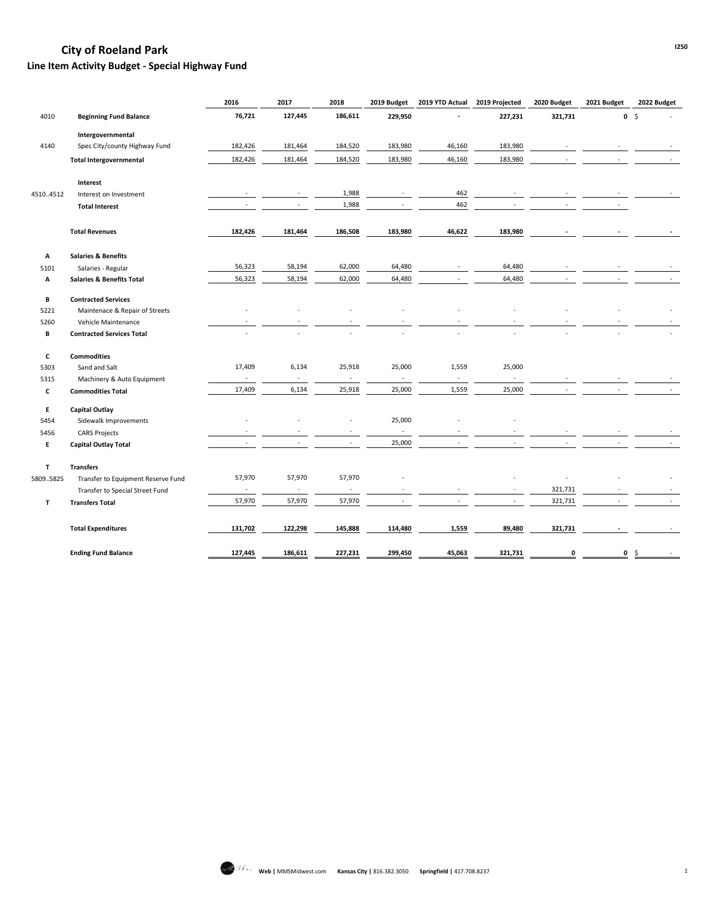# City of Roeland Park

## Line Item Activity Budget - Special Highway Fund

| | | 2016 | 2017 | 2018 | 2019 Budget | 2019 YTD Actual | 2019 Projected | 2020 Budget | 2021 Budget | 2022 Budget |
|---|---|---|---|---|---|---|---|---|---|---|
| 4010 | **Beginning Fund Balance** | **76,721** | **127,445** | **186,611** | **229,950** | **-** | **227,231** | **321,731** | **0** | **$ -** |
| | **Intergovernmental** | | | | | | | | | |
| 4140 | Spec City/county Highway Fund | 182,426 | 181,464 | 184,520 | 183,980 | 46,160 | 183,980 | - | - | - |
| | **Total Intergovernmental** | 182,426 | 181,464 | 184,520 | 183,980 | 46,160 | 183,980 | - | - | - |
| | **Interest** | | | | | | | | | |
| 4510..4512 | Interest on Investment | - | - | 1,988 | - | 462 | - | - | - | - |
| | **Total Interest** | - | - | 1,988 | - | 462 | - | - | - | |
| | **Total Revenues** | **182,426** | **181,464** | **186,508** | **183,980** | **46,622** | **183,980** | **-** | **-** | **-** |
| **A** | **Salaries & Benefits** | | | | | | | | | |
| 5101 | Salaries - Regular | 56,323 | 58,194 | 62,000 | 64,480 | - | 64,480 | - | - | - |
| **A** | **Salaries & Benefits Total** | 56,323 | 58,194 | 62,000 | 64,480 | - | 64,480 | - | - | - |
| **B** | **Contracted Services** | | | | | | | | | |
| 5221 | Maintenace & Repair of Streets | - | - | - | - | - | - | - | - | - |
| 5260 | Vehicle Maintenance | - | - | - | - | - | - | - | - | - |
| **B** | **Contracted Services Total** | - | - | - | - | - | - | - | - | - |
| **C** | **Commodities** | | | | | | | | | |
| 5303 | Sand and Salt | 17,409 | 6,134 | 25,918 | 25,000 | 1,559 | 25,000 | | | |
| 5315 | Machinery & Auto Equipment | - | - | - | - | - | - | - | - | - |
| **C** | **Commodities Total** | 17,409 | 6,134 | 25,918 | 25,000 | 1,559 | 25,000 | - | - | - |
| **E** | **Capital Outlay** | | | | | | | | | |
| 5454 | Sidewalk Improvements | - | - | - | 25,000 | - | - | | | |
| 5456 | CARS Projects | - | - | - | - | - | - | - | - | - |
| **E** | **Capital Outlay Total** | - | - | - | 25,000 | - | - | - | - | - |
| **T** | **Transfers** | | | | | | | | | |
| 5809..5825 | Transfer to Equipment Reserve Fund | 57,970 | 57,970 | 57,970 | - | | - | - | - | - |
| | Transfer to Special Street Fund | - | - | - | - | - | - | 321,731 | - | - |
| **T** | **Transfers Total** | 57,970 | 57,970 | 57,970 | - | - | - | 321,731 | - | - |
| | **Total Expenditures** | **131,702** | **122,298** | **145,888** | **114,480** | **1,559** | **89,480** | **321,731** | **-** | **-** |
| | **Ending Fund Balance** | **127,445** | **186,611** | **227,231** | **299,450** | **45,063** | **321,731** | **0** | **0** | **$ -** |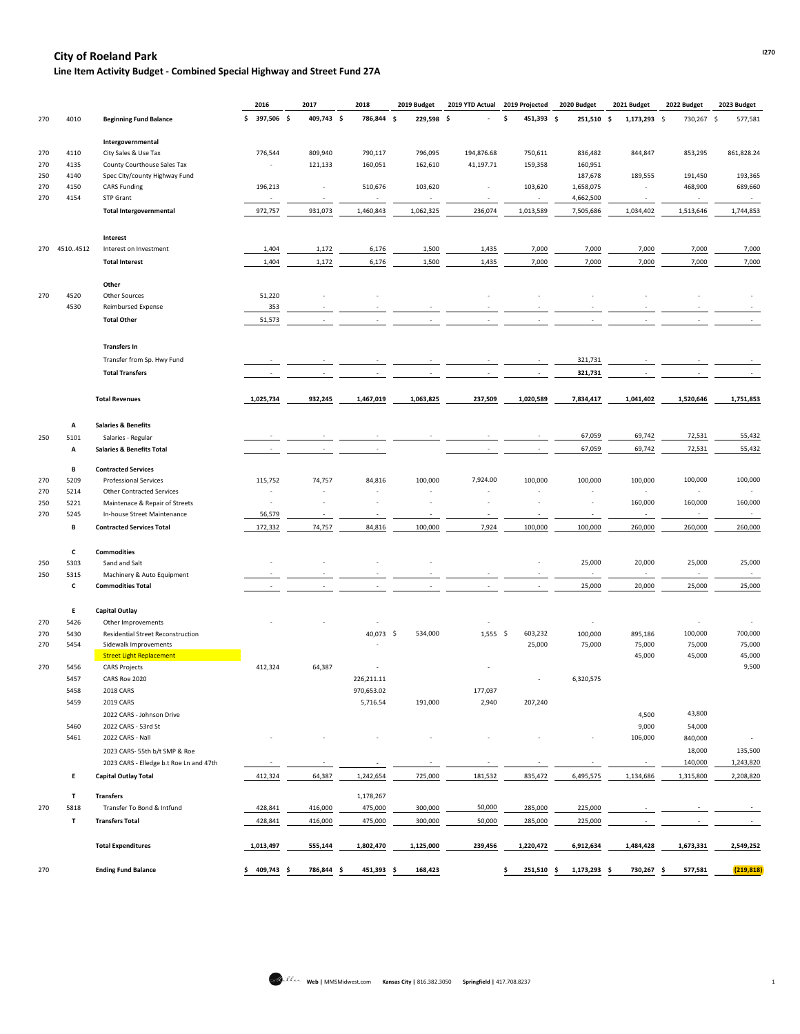## City of Roeland Park

### Line Item Activity Budget - Combined Special Highway and Street Fund 27A

| | | | 2016 | 2017 | 2018 | 2019 Budget | 2019 YTD Actual | 2019 Projected | 2020 Budget | 2021 Budget | 2022 Budget | 2023 Budget |
|---|---|---|---|---|---|---|---|---|---|---|---|---|
| 270 | 4010 | **Beginning Fund Balance** | $ 397,506 | $ 409,743 | $ 786,844 | $ 229,598 | $ - | $ 451,393 | $ 251,510 | $ 1,173,293 | $ 730,267 | $ 577,581 |
| | | **Intergovernmental** | | | | | | | | | | |
| 270 | 4110 | City Sales & Use Tax | 776,544 | 809,940 | 790,117 | 796,095 | 194,876.68 | 750,611 | 836,482 | 844,847 | 853,295 | 861,828.24 |
| 270 | 4135 | County Courthouse Sales Tax | - | 121,133 | 160,051 | 162,610 | 41,197.71 | 159,358 | 160,951 | | | |
| 250 | 4140 | Spec City/county Highway Fund | | | | | | | 187,678 | 189,555 | 191,450 | 193,365 |
| 270 | 4150 | CARS Funding | 196,213 | - | 510,676 | 103,620 | - | 103,620 | 1,658,075 | - | 468,900 | 689,660 |
| 270 | 4154 | STP Grant | - | - | - | - | - | - | 4,662,500 | - | - | - |
| | | **Total Intergovernmental** | 972,757 | 931,073 | 1,460,843 | 1,062,325 | 236,074 | 1,013,589 | 7,505,686 | 1,034,402 | 1,513,646 | 1,744,853 |
| | | **Interest** | | | | | | | | | | |
| 270 | 4510..4512 | Interest on Investment | 1,404 | 1,172 | 6,176 | 1,500 | 1,435 | 7,000 | 7,000 | 7,000 | 7,000 | 7,000 |
| | | **Total Interest** | 1,404 | 1,172 | 6,176 | 1,500 | 1,435 | 7,000 | 7,000 | 7,000 | 7,000 | 7,000 |
| | | **Other** | | | | | | | | | | |
| 270 | 4520 | Other Sources | 51,220 | - | - | | - | - | - | - | - | - |
| | 4530 | Reimbursed Expense | 353 | - | - | - | - | - | - | - | - | - |
| | | **Total Other** | 51,573 | - | - | - | - | - | - | - | - | - |
| | | **Transfers In** | | | | | | | | | | |
| | | Transfer from Sp. Hwy Fund | - | - | - | - | - | - | 321,731 | - | - | - |
| | | **Total Transfers** | - | - | - | - | - | - | 321,731 | - | - | - |
| | | **Total Revenues** | 1,025,734 | 932,245 | 1,467,019 | 1,063,825 | 237,509 | 1,020,589 | 7,834,417 | 1,041,402 | 1,520,646 | 1,751,853 |
| | A | **Salaries & Benefits** | | | | | | | | | | |
| 250 | 5101 | Salaries - Regular | - | - | - | - | - | - | 67,059 | 69,742 | 72,531 | 55,432 |
| | A | **Salaries & Benefits Total** | - | - | - | | - | - | 67,059 | 69,742 | 72,531 | 55,432 |
| | B | **Contracted Services** | | | | | | | | | | |
| 270 | 5209 | Professional Services | 115,752 | 74,757 | 84,816 | 100,000 | 7,924.00 | 100,000 | 100,000 | 100,000 | 100,000 | 100,000 |
| 270 | 5214 | Other Contracted Services | - | - | - | - | - | - | - | - | - | - |
| 250 | 5221 | Maintenace & Repair of Streets | - | - | - | - | - | - | - | 160,000 | 160,000 | 160,000 |
| 270 | 5245 | In-house Street Maintenance | 56,579 | - | - | - | - | - | - | - | - | - |
| | B | **Contracted Services Total** | 172,332 | 74,757 | 84,816 | 100,000 | 7,924 | 100,000 | 100,000 | 260,000 | 260,000 | 260,000 |
| | C | **Commodities** | | | | | | | | | | |
| 250 | 5303 | Sand and Salt | - | - | - | - | | - | 25,000 | 20,000 | 25,000 | 25,000 |
| 250 | 5315 | Machinery & Auto Equipment | - | - | - | - | - | - | - | - | - | - |
| | C | **Commodities Total** | - | - | - | - | - | - | 25,000 | 20,000 | 25,000 | 25,000 |
| | E | **Capital Outlay** | | | | | | | | | | |
| 270 | 5426 | Other Improvements | - | - | - | | - | | - | | - | - |
| 270 | 5430 | Residential Street Reconstruction | | | 40,073 | $ 534,000 | 1,555 | $ 603,232 | 100,000 | 895,186 | 100,000 | 700,000 |
| 270 | 5454 | Sidewalk Improvements | | | - | | | 25,000 | 75,000 | 75,000 | 75,000 | 75,000 |
| | | Street Light Replacement | | | | | | | | 45,000 | 45,000 | 45,000 |
| 270 | 5456 | CARS Projects | 412,324 | 64,387 | - | | - | | | | | 9,500 |
| | 5457 | CARS Roe 2020 | | | 226,211.11 | | | - | 6,320,575 | | | |
| | 5458 | 2018 CARS | | | 970,653.02 | | 177,037 | | | | | |
| | 5459 | 2019 CARS | | | 5,716.54 | 191,000 | 2,940 | 207,240 | | | | |
| | | 2022 CARS - Johnson Drive | | | | | | | | 4,500 | 43,800 | |
| | 5460 | 2022 CARS - 53rd St | | | | | | | | 9,000 | 54,000 | |
| | 5461 | 2022 CARS - Nall | - | - | - | - | - | - | - | 106,000 | 840,000 | - |
| | | 2023 CARS- 55th b/t SMP & Roe | | | | | | | | | 18,000 | 135,500 |
| | | 2023 CARS - Elledge b.t Roe Ln and 47th | - | - | - | - | - | - | - | - | 140,000 | 1,243,820 |
| | E | **Capital Outlay Total** | 412,324 | 64,387 | 1,242,654 | 725,000 | 181,532 | 835,472 | 6,495,575 | 1,134,686 | 1,315,800 | 2,208,820 |
| | T | **Transfers** | | | 1,178,267 | | | | | | | |
| 270 | 5818 | Transfer To Bond & Intfund | 428,841 | 416,000 | 475,000 | 300,000 | 50,000 | 285,000 | 225,000 | - | - | - |
| | T | **Transfers Total** | 428,841 | 416,000 | 475,000 | 300,000 | 50,000 | 285,000 | 225,000 | - | - | - |
| | | **Total Expenditures** | 1,013,497 | 555,144 | 1,802,470 | 1,125,000 | 239,456 | 1,220,472 | 6,912,634 | 1,484,428 | 1,673,331 | 2,549,252 |
| 270 | | **Ending Fund Balance** | $ 409,743 | $ 786,844 | $ 451,393 | $ 168,423 | | $ 251,510 | $ 1,173,293 | $ 730,267 | $ 577,581 | (219,818) |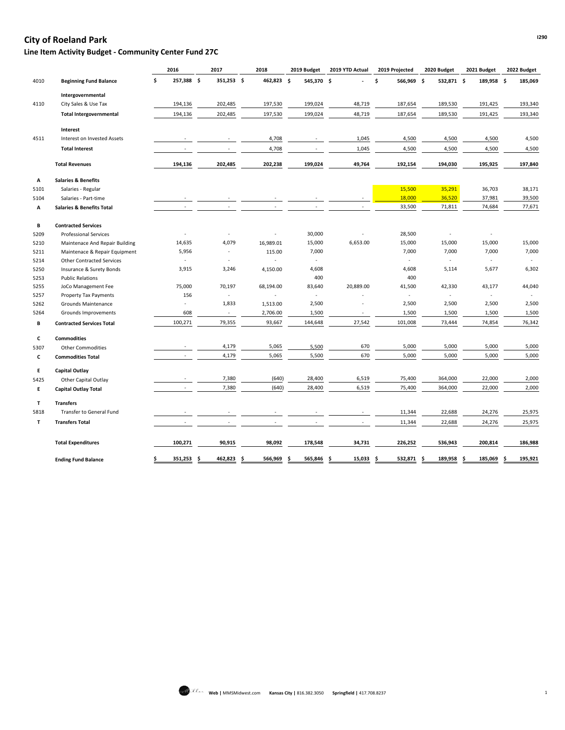# City of Roeland Park

## Line Item Activity Budget - Community Center Fund 27C

| | | 2016 | 2017 | 2018 | 2019 Budget | 2019 YTD Actual | 2019 Projected | 2020 Budget | 2021 Budget | 2022 Budget |
|---|---|---|---|---|---|---|---|---|---|---|
| 4010 | **Beginning Fund Balance** | **$ 257,388** | **$ 351,253** | **$ 462,823** | **$ 545,370** | **$ -** | **$ 566,969** | **$ 532,871** | **$ 189,958** | **$ 185,069** |
| | **Intergovernmental** | | | | | | | | | |
| 4110 | City Sales & Use Tax | 194,136 | 202,485 | 197,530 | 199,024 | 48,719 | 187,654 | 189,530 | 191,425 | 193,340 |
| | **Total Intergovernmental** | 194,136 | 202,485 | 197,530 | 199,024 | 48,719 | 187,654 | 189,530 | 191,425 | 193,340 |
| | **Interest** | | | | | | | | | |
| 4511 | Interest on Invested Assets | - | - | 4,708 | - | 1,045 | 4,500 | 4,500 | 4,500 | 4,500 |
| | **Total Interest** | - | - | 4,708 | - | 1,045 | 4,500 | 4,500 | 4,500 | 4,500 |
| | **Total Revenues** | **194,136** | **202,485** | **202,238** | **199,024** | **49,764** | **192,154** | **194,030** | **195,925** | **197,840** |
| **A** | **Salaries & Benefits** | | | | | | | | | |
| 5101 | Salaries - Regular | | | | | | 15,500 | 35,291 | 36,703 | 38,171 |
| 5104 | Salaries - Part-time | - | - | - | - | - | 18,000 | 36,520 | 37,981 | 39,500 |
| **A** | **Salaries & Benefits Total** | - | - | - | - | - | 33,500 | 71,811 | 74,684 | 77,671 |
| **B** | **Contracted Services** | | | | | | | | | |
| 5209 | Professional Services | - | - | - | 30,000 | - | 28,500 | - | - | |
| 5210 | Maintenace And Repair Building | 14,635 | 4,079 | 16,989.01 | 15,000 | 6,653.00 | 15,000 | 15,000 | 15,000 | 15,000 |
| 5211 | Maintenace & Repair Equipment | 5,956 | - | 115.00 | 7,000 | | 7,000 | 7,000 | 7,000 | 7,000 |
| 5214 | Other Contracted Services | - | - | - | - | | - | - | - | - |
| 5250 | Insurance & Surety Bonds | 3,915 | 3,246 | 4,150.00 | 4,608 | | 4,608 | 5,114 | 5,677 | 6,302 |
| 5253 | Public Relations | | | | 400 | | 400 | | | |
| 5255 | JoCo Management Fee | 75,000 | 70,197 | 68,194.00 | 83,640 | 20,889.00 | 41,500 | 42,330 | 43,177 | 44,040 |
| 5257 | Property Tax Payments | 156 | - | - | - | - | - | - | - | - |
| 5262 | Grounds Maintenance | - | 1,833 | 1,513.00 | 2,500 | - | 2,500 | 2,500 | 2,500 | 2,500 |
| 5264 | Grounds Improvements | 608 | - | 2,706.00 | 1,500 | - | 1,500 | 1,500 | 1,500 | 1,500 |
| **B** | **Contracted Services Total** | 100,271 | 79,355 | 93,667 | 144,648 | 27,542 | 101,008 | 73,444 | 74,854 | 76,342 |
| **C** | **Commodities** | | | | | | | | | |
| 5307 | Other Commodities | - | 4,179 | 5,065 | 5,500 | 670 | 5,000 | 5,000 | 5,000 | 5,000 |
| **C** | **Commodities Total** | - | 4,179 | 5,065 | 5,500 | 670 | 5,000 | 5,000 | 5,000 | 5,000 |
| **E** | **Capital Outlay** | | | | | | | | | |
| 5425 | Other Capital Outlay | - | 7,380 | (640) | 28,400 | 6,519 | 75,400 | 364,000 | 22,000 | 2,000 |
| **E** | **Capital Outlay Total** | - | 7,380 | (640) | 28,400 | 6,519 | 75,400 | 364,000 | 22,000 | 2,000 |
| **T** | **Transfers** | | | | | | | | | |
| 5818 | Transfer to General Fund | - | - | - | - | - | 11,344 | 22,688 | 24,276 | 25,975 |
| **T** | **Transfers Total** | - | - | - | - | - | 11,344 | 22,688 | 24,276 | 25,975 |
| | **Total Expenditures** | **100,271** | **90,915** | **98,092** | **178,548** | **34,731** | **226,252** | **536,943** | **200,814** | **186,988** |
| | **Ending Fund Balance** | **$ 351,253** | **$ 462,823** | **$ 566,969** | **$ 565,846** | **$ 15,033** | **$ 532,871** | **$ 189,958** | **$ 185,069** | **$ 195,921** |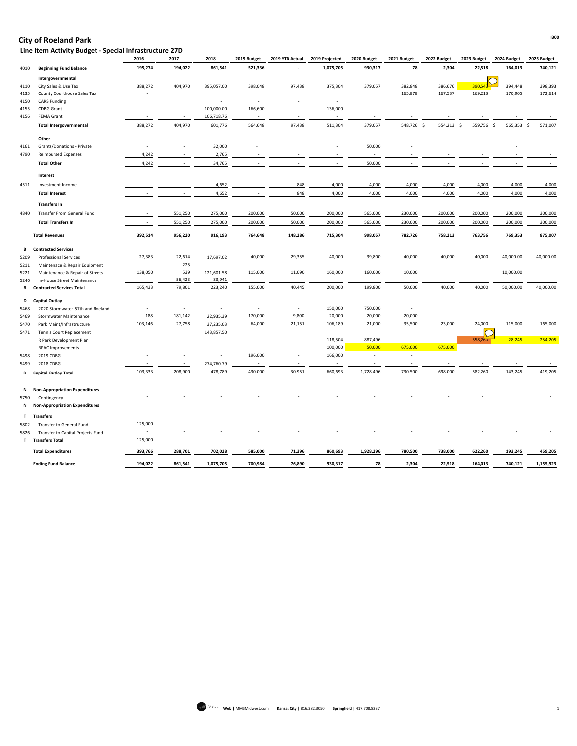# City of Roeland Park

## Line Item Activity Budget - Special Infrastructure 27D

| | | 2016 | 2017 | 2018 | 2019 Budget | 2019 YTD Actual | 2019 Projected | 2020 Budget | 2021 Budget | 2022 Budget | 2023 Budget | 2024 Budget | 2025 Budget |
|---|---|---|---|---|---|---|---|---|---|---|---|---|---|
| 4010 | **Beginning Fund Balance** | **195,274** | **194,022** | **861,541** | **521,336** | **-** | **1,075,705** | **930,317** | **78** | **2,304** | **22,518** | **164,013** | **740,121** |
| | **Intergovernmental** | | | | | | | | | | | | |
| 4110 | City Sales & Use Tax | 388,272 | 404,970 | 395,057.00 | 398,048 | 97,438 | 375,304 | 379,057 | 382,848 | 386,676 | 390,543 | 394,448 | 398,393 |
| 4135 | County Courthouse Sales Tax | - | | | | | | | 165,878 | 167,537 | 169,213 | 170,905 | 172,614 |
| 4150 | CARS Funding | | | - | - | - | - | | | | | | |
| 4155 | CDBG Grant | | | 100,000.00 | 166,600 | - | 136,000 | | | | | | |
| 4156 | FEMA Grant | - | - | 106,718.76 | - | - | - | - | - | - | - | - | - |
| | **Total Intergovernmental** | 388,272 | 404,970 | 601,776 | 564,648 | 97,438 | 511,304 | 379,057 | 548,726 | $ 554,213 | $ 559,756 | $ 565,353 | $ 571,007 |
| | **Other** | | | | | | | | | | | | |
| 4161 | Grants/Donations - Private | - | - | 32,000 | - | | - | 50,000 | - | | | - | |
| 4790 | Reimbursed Expenses | 4,242 | - | 2,765 | - | - | - | - | - | - | - | - | - |
| | **Total Other** | 4,242 | - | 34,765 | - | - | - | 50,000 | - | - | - | - | - |
| | **Interest** | | | | | | | | | | | | |
| 4511 | Investment Income | - | - | 4,652 | - | 848 | 4,000 | 4,000 | 4,000 | 4,000 | 4,000 | 4,000 | 4,000 |
| | **Total Interest** | - | - | 4,652 | - | 848 | 4,000 | 4,000 | 4,000 | 4,000 | 4,000 | 4,000 | 4,000 |
| | **Transfers In** | | | | | | | | | | | | |
| 4840 | Transfer From General Fund | - | 551,250 | 275,000 | 200,000 | 50,000 | 200,000 | 565,000 | 230,000 | 200,000 | 200,000 | 200,000 | 300,000 |
| | **Total Transfers In** | - | 551,250 | 275,000 | 200,000 | 50,000 | 200,000 | 565,000 | 230,000 | 200,000 | 200,000 | 200,000 | 300,000 |
| | **Total Revenues** | **392,514** | **956,220** | **916,193** | **764,648** | **148,286** | **715,304** | **998,057** | **782,726** | **758,213** | **763,756** | **769,353** | **875,007** |
| **B** | **Contracted Services** | | | | | | | | | | | | |
| 5209 | Professional Services | 27,383 | 22,614 | 17,697.02 | 40,000 | 29,355 | 40,000 | 39,800 | 40,000 | 40,000 | 40,000 | 40,000.00 | 40,000.00 |
| 5211 | Maintenace & Repair Equipment | - | 225 | - | - | | - | - | - | - | - | | - |
| 5221 | Maintenance & Repair of Streets | 138,050 | 539 | 121,601.58 | 115,000 | 11,090 | 160,000 | 160,000 | 10,000 | | | 10,000.00 | |
| 5246 | In-House Street Maintenance | - | 56,423 | 83,941 | - | - | - | - | - | - | - | - | - |
| **B** | **Contracted Services Total** | 165,433 | 79,801 | 223,240 | 155,000 | 40,445 | 200,000 | 199,800 | 50,000 | 40,000 | 40,000 | 50,000.00 | 40,000.00 |
| **D** | **Capital Outlay** | | | | | | | | | | | | |
| 5468 | 2020 Stormwater-57th and Roeland | - | - | - | - | - | 150,000 | 750,000 | - | | | | |
| 5469 | Stormwater Maintenance | 188 | 181,142 | 22,935.39 | 170,000 | 9,800 | 20,000 | 20,000 | 20,000 | | | | |
| 5470 | Park Maint/Infrastructure | 103,146 | 27,758 | 37,235.03 | 64,000 | 21,151 | 106,189 | 21,000 | 35,500 | 23,000 | 24,000 | 115,000 | 165,000 |
| 5471 | Tennis Court Replacement | | | 143,857.50 | | - | | | | | | | |
| | R Park Development Plan | | | | | | 118,504 | 887,496 | | | 558,260 | 28,245 | 254,205 |
| | RPAC Improvements | | | | | | 100,000 | 50,000 | 675,000 | 675,000 | | | |
| 5498 | 2019 CDBG | - | - | - | 196,000 | - | 166,000 | - | - | | | | |
| 5499 | 2018 CDBG | - | - | 274,760.79 | - | - | - | - | - | - | - | - | - |
| **D** | **Capital Outlay Total** | 103,333 | 208,900 | 478,789 | 430,000 | 30,951 | 660,693 | 1,728,496 | 730,500 | 698,000 | 582,260 | 143,245 | 419,205 |
| **N** | **Non-Appropriation Expenditures** | | | | | | | | | | | | |
| 5750 | Contingency | - | - | - | - | - | - | - | - | - | - | | - |
| **N** | **Non-Appropriation Expenditures** | - | - | - | - | - | - | - | - | - | - | | - |
| **T** | **Transfers** | | | | | | | | | | | | |
| 5802 | Transfer to General Fund | 125,000 | - | - | - | - | - | - | - | - | - | | - |
| 5826 | Transfer to Capital Projects Fund | - | - | - | - | - | - | - | - | - | - | - | - |
| **T** | **Transfers Total** | 125,000 | - | - | - | - | - | - | - | - | - | | - |
| | **Total Expenditures** | **393,766** | **288,701** | **702,028** | **585,000** | **71,396** | **860,693** | **1,928,296** | **780,500** | **738,000** | **622,260** | **193,245** | **459,205** |
| | **Ending Fund Balance** | **194,022** | **861,541** | **1,075,705** | **700,984** | **76,890** | **930,317** | **78** | **2,304** | **22,518** | **164,013** | **740,121** | **1,155,923** |

Web | MMSMidwest.com Kansas City | 816.382.3050 Springfield | 417.708.8237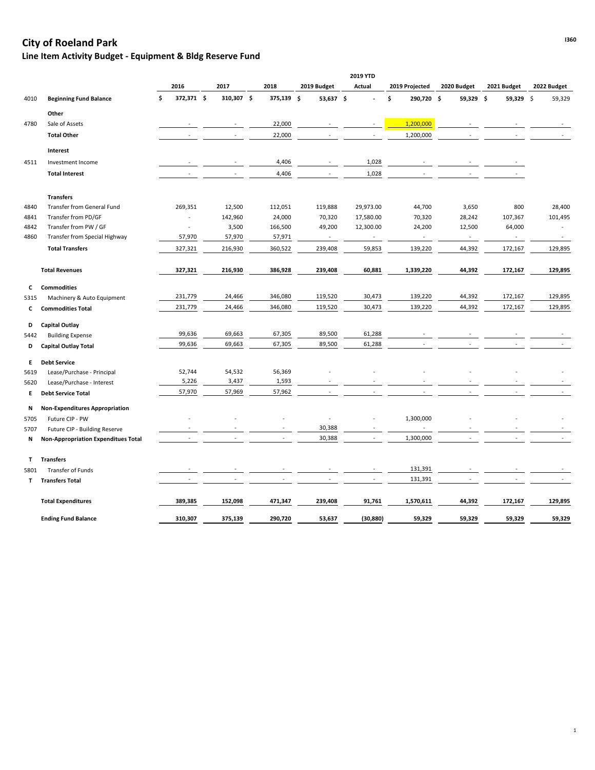# City of Roeland Park

## Line Item Activity Budget - Equipment & Bldg Reserve Fund

| | | 2016 | 2017 | 2018 | 2019 Budget | 2019 YTD Actual | 2019 Projected | 2020 Budget | 2021 Budget | 2022 Budget |
|---|---|---|---|---|---|---|---|---|---|---|
| 4010 | **Beginning Fund Balance** | $ 372,371 | $ 310,307 | $ 375,139 | $ 53,637 | $ - | $ 290,720 | $ 59,329 | $ 59,329 | $ 59,329 |
| | **Other** | | | | | | | | | |
| 4780 | Sale of Assets | - | - | 22,000 | - | - | 1,200,000 | - | - | - |
| | **Total Other** | - | - | 22,000 | - | - | 1,200,000 | - | - | - |
| | **Interest** | | | | | | | | | |
| 4511 | Investment Income | - | - | 4,406 | - | 1,028 | - | - | - | |
| | **Total Interest** | - | - | 4,406 | - | 1,028 | - | - | - | |
| | **Transfers** | | | | | | | | | |
| 4840 | Transfer from General Fund | 269,351 | 12,500 | 112,051 | 119,888 | 29,973.00 | 44,700 | 3,650 | 800 | 28,400 |
| 4841 | Transfer from PD/GF | - | 142,960 | 24,000 | 70,320 | 17,580.00 | 70,320 | 28,242 | 107,367 | 101,495 |
| 4842 | Transfer from PW / GF | - | 3,500 | 166,500 | 49,200 | 12,300.00 | 24,200 | 12,500 | 64,000 | - |
| 4860 | Transfer from Special Highway | 57,970 | 57,970 | 57,971 | - | - | - | - | - | - |
| | **Total Transfers** | 327,321 | 216,930 | 360,522 | 239,408 | 59,853 | 139,220 | 44,392 | 172,167 | 129,895 |
| | **Total Revenues** | **327,321** | **216,930** | **386,928** | **239,408** | **60,881** | **1,339,220** | **44,392** | **172,167** | **129,895** |
| C | **Commodities** | | | | | | | | | |
| 5315 | Machinery & Auto Equipment | 231,779 | 24,466 | 346,080 | 119,520 | 30,473 | 139,220 | 44,392 | 172,167 | 129,895 |
| C | **Commodities Total** | 231,779 | 24,466 | 346,080 | 119,520 | 30,473 | 139,220 | 44,392 | 172,167 | 129,895 |
| D | **Capital Outlay** | | | | | | | | | |
| 5442 | Building Expense | 99,636 | 69,663 | 67,305 | 89,500 | 61,288 | - | - | - | - |
| D | **Capital Outlay Total** | 99,636 | 69,663 | 67,305 | 89,500 | 61,288 | - | - | - | - |
| E | **Debt Service** | | | | | | | | | |
| 5619 | Lease/Purchase - Principal | 52,744 | 54,532 | 56,369 | - | - | - | - | - | - |
| 5620 | Lease/Purchase - Interest | 5,226 | 3,437 | 1,593 | - | - | - | - | - | - |
| E | **Debt Service Total** | 57,970 | 57,969 | 57,962 | - | - | - | - | - | - |
| N | **Non-Expenditures Appropriation** | | | | | | | | | |
| 5705 | Future CIP - PW | - | - | - | - | - | 1,300,000 | - | - | - |
| 5707 | Future CIP - Building Reserve | - | - | - | 30,388 | - | - | - | - | - |
| N | **Non-Appropriation Expenditues Total** | - | - | - | 30,388 | - | 1,300,000 | - | - | - |
| T | **Transfers** | | | | | | | | | |
| 5801 | Transfer of Funds | - | - | - | - | - | 131,391 | - | - | - |
| T | **Transfers Total** | - | - | - | - | - | 131,391 | - | - | - |
| | **Total Expenditures** | **389,385** | **152,098** | **471,347** | **239,408** | **91,761** | **1,570,611** | **44,392** | **172,167** | **129,895** |
| | **Ending Fund Balance** | **310,307** | **375,139** | **290,720** | **53,637** | **(30,880)** | **59,329** | **59,329** | **59,329** | **59,329** |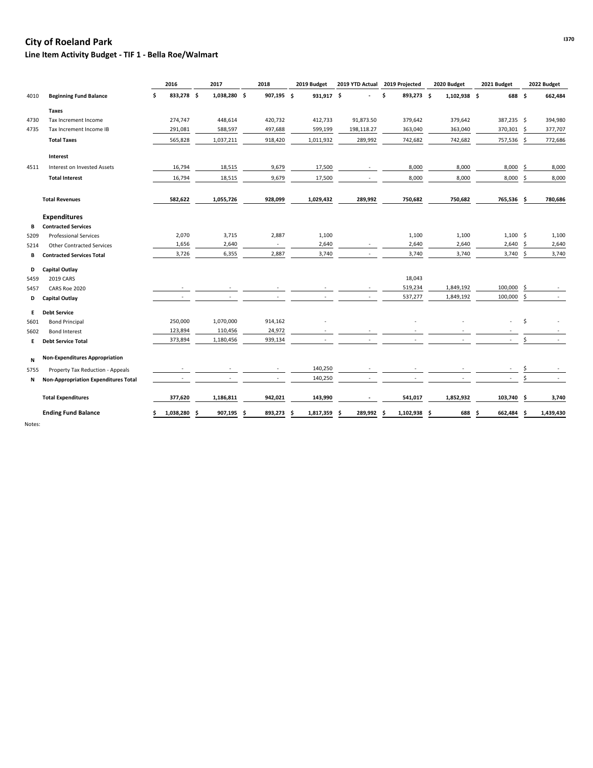# City of Roeland Park

## Line Item Activity Budget - TIF 1 - Bella Roe/Walmart

| | | 2016 | 2017 | 2018 | 2019 Budget | 2019 YTD Actual | 2019 Projected | 2020 Budget | 2021 Budget | 2022 Budget |
|---|---|---|---|---|---|---|---|---|---|---|
| 4010 | **Beginning Fund Balance** | **$ 833,278** | **$ 1,038,280** | **$ 907,195** | **$ 931,917** | **$ -** | **$ 893,273** | **$ 1,102,938** | **$ 688** | **$ 662,484** |
| | **Taxes** | | | | | | | | | |
| 4730 | Tax Increment Income | 274,747 | 448,614 | 420,732 | 412,733 | 91,873.50 | 379,642 | 379,642 | 387,235 | $ 394,980 |
| 4735 | Tax Increment Income IB | 291,081 | 588,597 | 497,688 | 599,199 | 198,118.27 | 363,040 | 363,040 | 370,301 | $ 377,707 |
| | **Total Taxes** | 565,828 | 1,037,211 | 918,420 | 1,011,932 | 289,992 | 742,682 | 742,682 | 757,536 | $ 772,686 |
| | **Interest** | | | | | | | | | |
| 4511 | Interest on Invested Assets | 16,794 | 18,515 | 9,679 | 17,500 | - | 8,000 | 8,000 | 8,000 | $ 8,000 |
| | **Total Interest** | 16,794 | 18,515 | 9,679 | 17,500 | - | 8,000 | 8,000 | 8,000 | $ 8,000 |
| | **Total Revenues** | **582,622** | **1,055,726** | **928,099** | **1,029,432** | **289,992** | **750,682** | **750,682** | **765,536** | **$ 780,686** |
| | **Expenditures** | | | | | | | | | |
| B | **Contracted Services** | | | | | | | | | |
| 5209 | Professional Services | 2,070 | 3,715 | 2,887 | 1,100 | | 1,100 | 1,100 | 1,100 | $ 1,100 |
| 5214 | Other Contracted Services | 1,656 | 2,640 | - | 2,640 | - | 2,640 | 2,640 | 2,640 | $ 2,640 |
| B | **Contracted Services Total** | 3,726 | 6,355 | 2,887 | 3,740 | - | 3,740 | 3,740 | 3,740 | $ 3,740 |
| D | **Capital Outlay** | | | | | | | | | |
| 5459 | 2019 CARS | | | | | | 18,043 | | | |
| 5457 | CARS Roe 2020 | - | - | - | - | - | 519,234 | 1,849,192 | 100,000 | $ - |
| D | **Capital Outlay** | - | - | - | - | - | 537,277 | 1,849,192 | 100,000 | $ - |
| E | **Debt Service** | | | | | | | | | |
| 5601 | Bond Principal | 250,000 | 1,070,000 | 914,162 | - | | - | - | - | $ - |
| 5602 | Bond Interest | 123,894 | 110,456 | 24,972 | - | - | - | - | - | - |
| E | **Debt Service Total** | 373,894 | 1,180,456 | 939,134 | - | - | - | - | - | $ - |
| N | **Non-Expenditures Appropriation** | | | | | | | | | |
| 5755 | Property Tax Reduction - Appeals | - | - | - | 140,250 | - | - | - | - | $ - |
| N | **Non-Appropriation Expenditures Total** | - | - | - | 140,250 | - | - | - | - | $ - |
| | **Total Expenditures** | **377,620** | **1,186,811** | **942,021** | **143,990** | **-** | **541,017** | **1,852,932** | **103,740** | **$ 3,740** |
| | **Ending Fund Balance** | **$ 1,038,280** | **$ 907,195** | **$ 893,273** | **$ 1,817,359** | **$ 289,992** | **$ 1,102,938** | **$ 688** | **$ 662,484** | **$ 1,439,430** |

Notes: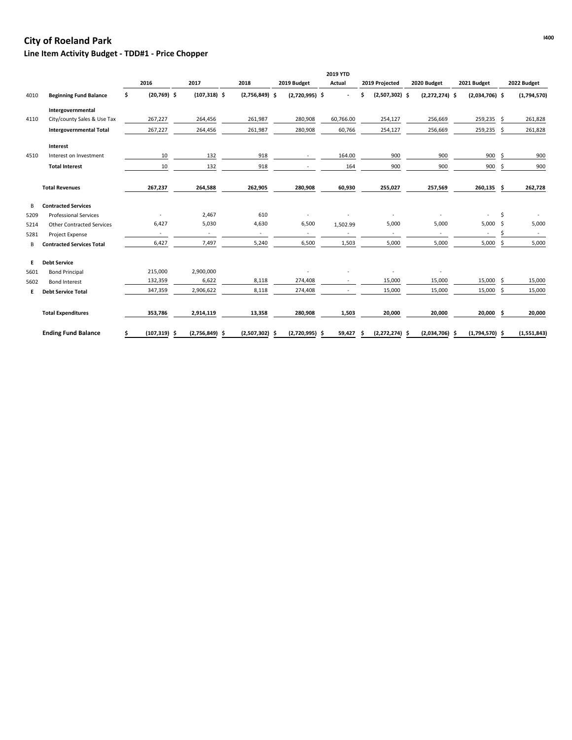# City of Roeland Park

## Line Item Activity Budget - TDD#1 - Price Chopper

| | | 2016 | 2017 | 2018 | 2019 Budget | 2019 YTD Actual | 2019 Projected | 2020 Budget | 2021 Budget | 2022 Budget |
|---|---|---|---|---|---|---|---|---|---|---|
| 4010 | **Beginning Fund Balance** | $ (20,769) | $ (107,318) | $ (2,756,849) | $ (2,720,995) | $ - | $ (2,507,302) | $ (2,272,274) | $ (2,034,706) | $ (1,794,570) |
| | **Intergovernmental** | | | | | | | | | |
| 4110 | City/county Sales & Use Tax | 267,227 | 264,456 | 261,987 | 280,908 | 60,766.00 | 254,127 | 256,669 | 259,235 | $ 261,828 |
| | **Intergovernmental Total** | 267,227 | 264,456 | 261,987 | 280,908 | 60,766 | 254,127 | 256,669 | 259,235 | $ 261,828 |
| | **Interest** | | | | | | | | | |
| 4510 | Interest on Investment | 10 | 132 | 918 | - | 164.00 | 900 | 900 | 900 | $ 900 |
| | **Total Interest** | 10 | 132 | 918 | - | 164 | 900 | 900 | 900 | $ 900 |
| | **Total Revenues** | 267,237 | 264,588 | 262,905 | 280,908 | 60,930 | 255,027 | 257,569 | 260,135 | $ 262,728 |
| B | **Contracted Services** | | | | | | | | | |
| 5209 | Professional Services | - | 2,467 | 610 | - | - | - | - | - | $ - |
| 5214 | Other Contracted Services | 6,427 | 5,030 | 4,630 | 6,500 | 1,502.99 | 5,000 | 5,000 | 5,000 | $ 5,000 |
| 5281 | Project Expense | - | - | - | - | - | - | - | - | $ - |
| B | **Contracted Services Total** | 6,427 | 7,497 | 5,240 | 6,500 | 1,503 | 5,000 | 5,000 | 5,000 | $ 5,000 |
| **E** | **Debt Service** | | | | | | | | | |
| 5601 | Bond Principal | 215,000 | 2,900,000 | | - | - | - | - | | |
| 5602 | Bond Interest | 132,359 | 6,622 | 8,118 | 274,408 | - | 15,000 | 15,000 | 15,000 | $ 15,000 |
| **E** | **Debt Service Total** | 347,359 | 2,906,622 | 8,118 | 274,408 | - | 15,000 | 15,000 | 15,000 | $ 15,000 |
| | **Total Expenditures** | 353,786 | 2,914,119 | 13,358 | 280,908 | 1,503 | 20,000 | 20,000 | 20,000 | $ 20,000 |
| | **Ending Fund Balance** | $ (107,319) | $ (2,756,849) | $ (2,507,302) | $ (2,720,995) | $ 59,427 | $ (2,272,274) | $ (2,034,706) | $ (1,794,570) | $ (1,551,843) |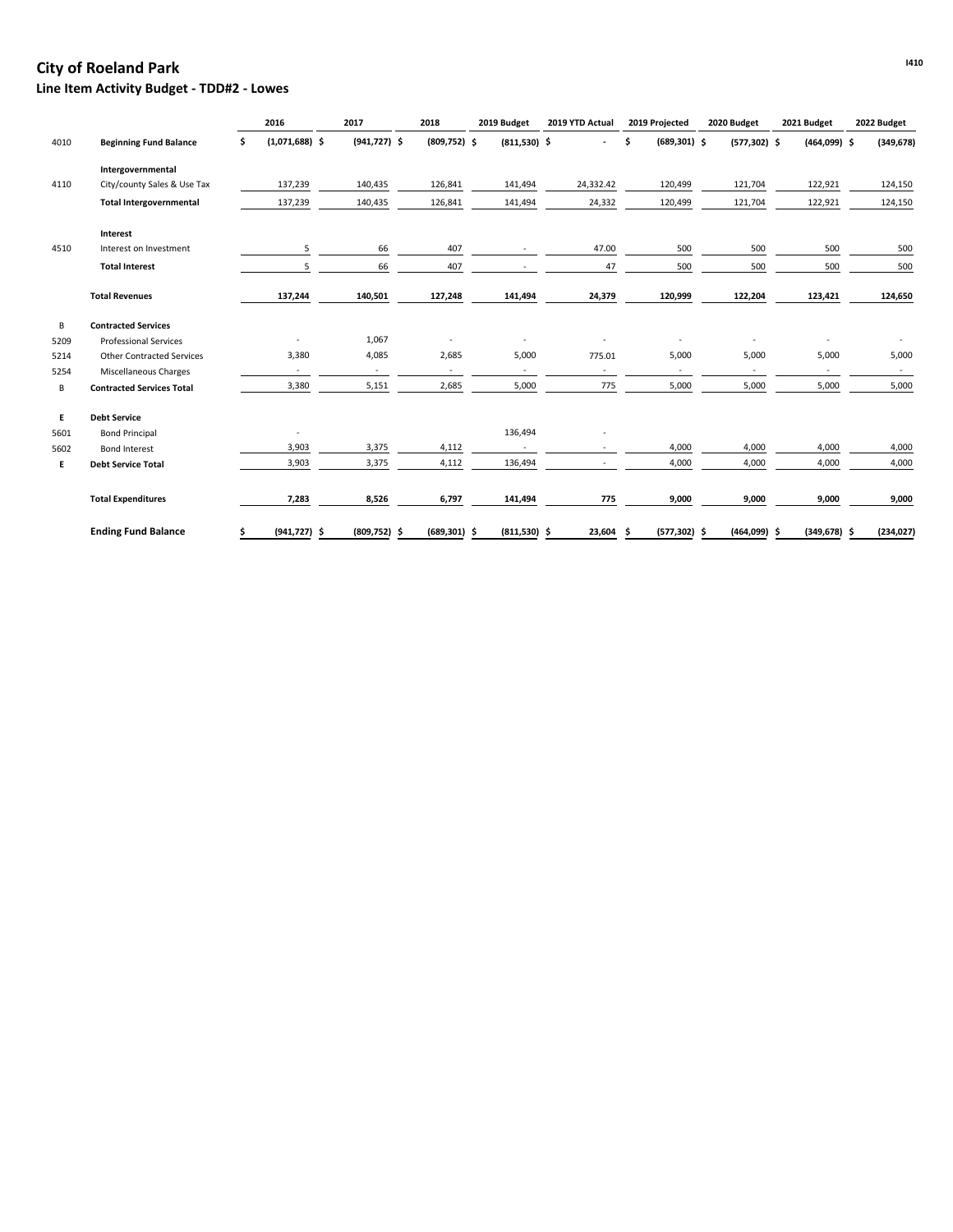# City of Roeland Park

## Line Item Activity Budget - TDD#2 - Lowes

|  |  | 2016 | 2017 | 2018 | 2019 Budget | 2019 YTD Actual | 2019 Projected | 2020 Budget | 2021 Budget | 2022 Budget |
|---|---|---|---|---|---|---|---|---|---|---|
| 4010 | **Beginning Fund Balance** | $ (1,071,688) | $ (941,727) | $ (809,752) | $ (811,530) | $ - | $ (689,301) | $ (577,302) | $ (464,099) | $ (349,678) |
|  | **Intergovernmental** |  |  |  |  |  |  |  |  |  |
| 4110 | City/county Sales & Use Tax | 137,239 | 140,435 | 126,841 | 141,494 | 24,332.42 | 120,499 | 121,704 | 122,921 | 124,150 |
|  | **Total Intergovernmental** | 137,239 | 140,435 | 126,841 | 141,494 | 24,332 | 120,499 | 121,704 | 122,921 | 124,150 |
|  | **Interest** |  |  |  |  |  |  |  |  |  |
| 4510 | Interest on Investment | 5 | 66 | 407 | - | 47.00 | 500 | 500 | 500 | 500 |
|  | **Total Interest** | 5 | 66 | 407 | - | 47 | 500 | 500 | 500 | 500 |
|  | **Total Revenues** | 137,244 | 140,501 | 127,248 | 141,494 | 24,379 | 120,999 | 122,204 | 123,421 | 124,650 |
| B | **Contracted Services** |  |  |  |  |  |  |  |  |  |
| 5209 | Professional Services | - | 1,067 | - | - | - | - | - | - | - |
| 5214 | Other Contracted Services | 3,380 | 4,085 | 2,685 | 5,000 | 775.01 | 5,000 | 5,000 | 5,000 | 5,000 |
| 5254 | Miscellaneous Charges | - | - | - | - | - | - | - | - | - |
| B | **Contracted Services Total** | 3,380 | 5,151 | 2,685 | 5,000 | 775 | 5,000 | 5,000 | 5,000 | 5,000 |
| **E** | **Debt Service** |  |  |  |  |  |  |  |  |  |
| 5601 | Bond Principal | - |  |  | 136,494 | - |  |  |  |  |
| 5602 | Bond Interest | 3,903 | 3,375 | 4,112 | - | - | 4,000 | 4,000 | 4,000 | 4,000 |
| **E** | **Debt Service Total** | 3,903 | 3,375 | 4,112 | 136,494 | - | 4,000 | 4,000 | 4,000 | 4,000 |
|  | **Total Expenditures** | 7,283 | 8,526 | 6,797 | 141,494 | 775 | 9,000 | 9,000 | 9,000 | 9,000 |
|  | **Ending Fund Balance** | $ (941,727) | $ (809,752) | $ (689,301) | $ (811,530) | $ 23,604 | $ (577,302) | $ (464,099) | $ (349,678) | $ (234,027) |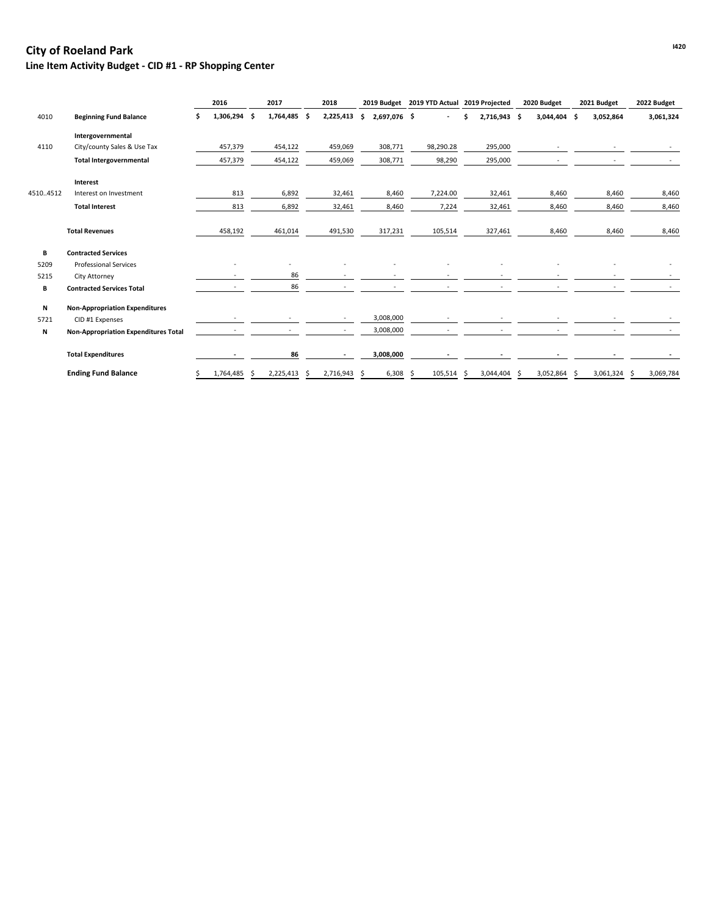# City of Roeland Park

## Line Item Activity Budget - CID #1 - RP Shopping Center

| | | 2016 | 2017 | 2018 | 2019 Budget | 2019 YTD Actual | 2019 Projected | 2020 Budget | 2021 Budget | 2022 Budget |
|---|---|---|---|---|---|---|---|---|---|---|
| 4010 | **Beginning Fund Balance** | **$ 1,306,294** | **$ 1,764,485** | **$ 2,225,413** | **$ 2,697,076** | **$ -** | **$ 2,716,943** | **$ 3,044,404** | **$ 3,052,864** | **3,061,324** |
| | **Intergovernmental** | | | | | | | | | |
| 4110 | City/county Sales & Use Tax | 457,379 | 454,122 | 459,069 | 308,771 | 98,290.28 | 295,000 | - | - | - |
| | **Total Intergovernmental** | 457,379 | 454,122 | 459,069 | 308,771 | 98,290 | 295,000 | - | - | - |
| | **Interest** | | | | | | | | | |
| 4510..4512 | Interest on Investment | 813 | 6,892 | 32,461 | 8,460 | 7,224.00 | 32,461 | 8,460 | 8,460 | 8,460 |
| | **Total Interest** | 813 | 6,892 | 32,461 | 8,460 | 7,224 | 32,461 | 8,460 | 8,460 | 8,460 |
| | **Total Revenues** | 458,192 | 461,014 | 491,530 | 317,231 | 105,514 | 327,461 | 8,460 | 8,460 | 8,460 |
| **B** | **Contracted Services** | | | | | | | | | |
| 5209 | Professional Services | - | - | - | - | - | - | - | - | - |
| 5215 | City Attorney | - | 86 | - | - | - | - | - | - | - |
| **B** | **Contracted Services Total** | - | 86 | - | - | - | - | - | - | - |
| **N** | **Non-Appropriation Expenditures** | | | | | | | | | |
| 5721 | CID #1 Expenses | - | - | - | 3,008,000 | - | - | - | - | - |
| **N** | **Non-Appropriation Expenditures Total** | - | - | - | 3,008,000 | - | - | - | - | - |
| | **Total Expenditures** | **-** | **86** | **-** | **3,008,000** | **-** | **-** | **-** | **-** | **-** |
| | **Ending Fund Balance** | $ 1,764,485 | $ 2,225,413 | $ 2,716,943 | $ 6,308 | $ 105,514 | $ 3,044,404 | $ 3,052,864 | $ 3,061,324 | $ 3,069,784 |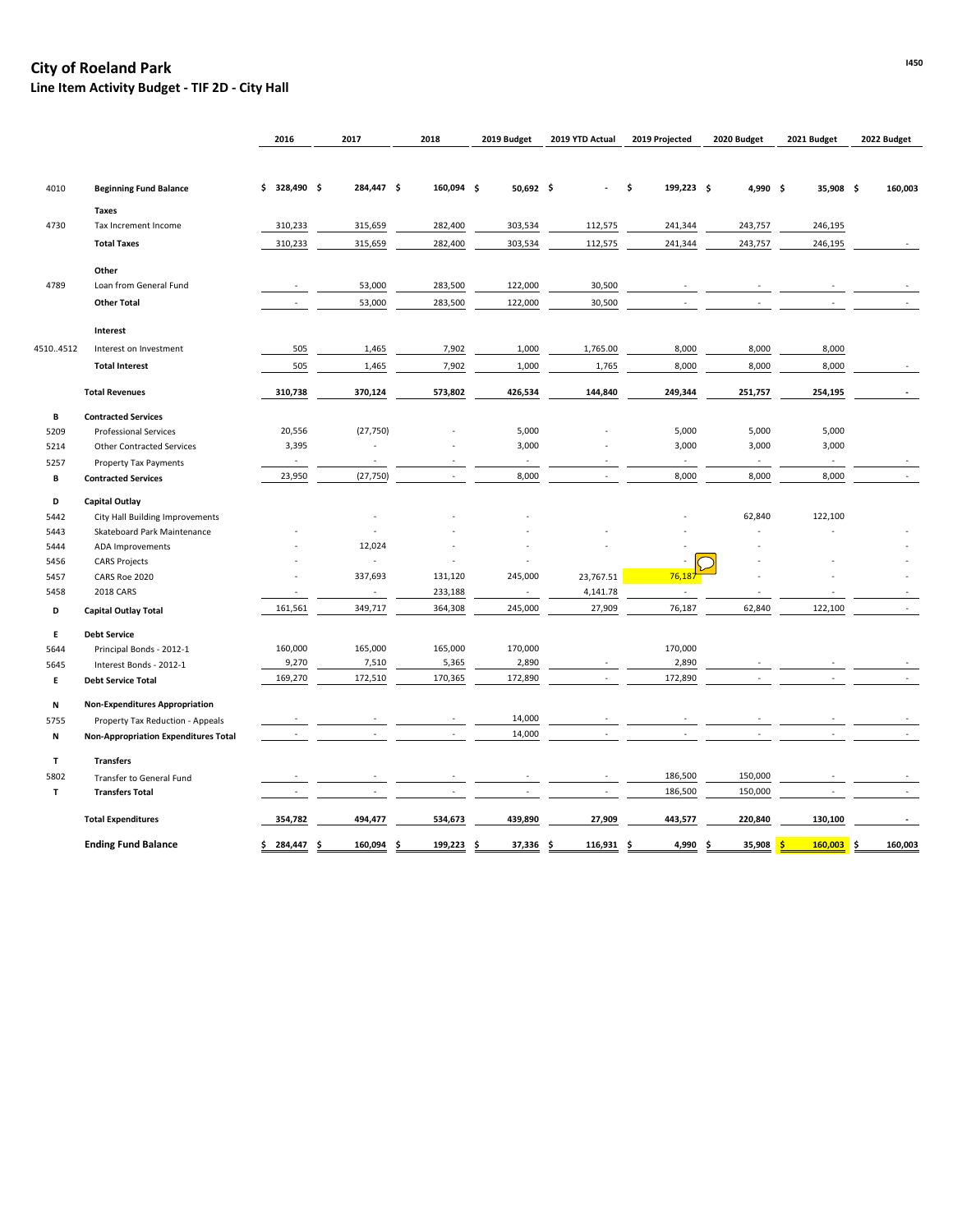# City of Roeland Park

## Line Item Activity Budget - TIF 2D - City Hall

I450

| | | 2016 | 2017 | 2018 | 2019 Budget | 2019 YTD Actual | 2019 Projected | 2020 Budget | 2021 Budget | 2022 Budget |
|---|---|---|---|---|---|---|---|---|---|---|
| 4010 | **Beginning Fund Balance** | **$ 328,490** | **$ 284,447** | **$ 160,094** | **$ 50,692** | **$ -** | **$ 199,223** | **$ 4,990** | **$ 35,908** | **$ 160,003** |
| | **Taxes** | | | | | | | | | |
| 4730 | Tax Increment Income | 310,233 | 315,659 | 282,400 | 303,534 | 112,575 | 241,344 | 243,757 | 246,195 | |
| | **Total Taxes** | 310,233 | 315,659 | 282,400 | 303,534 | 112,575 | 241,344 | 243,757 | 246,195 | - |
| | **Other** | | | | | | | | | |
| 4789 | Loan from General Fund | - | 53,000 | 283,500 | 122,000 | 30,500 | - | - | - | - |
| | **Other Total** | - | 53,000 | 283,500 | 122,000 | 30,500 | - | - | - | - |
| | **Interest** | | | | | | | | | |
| 4510..4512 | Interest on Investment | 505 | 1,465 | 7,902 | 1,000 | 1,765.00 | 8,000 | 8,000 | 8,000 | |
| | **Total Interest** | 505 | 1,465 | 7,902 | 1,000 | 1,765 | 8,000 | 8,000 | 8,000 | - |
| | **Total Revenues** | **310,738** | **370,124** | **573,802** | **426,534** | **144,840** | **249,344** | **251,757** | **254,195** | **-** |
| B | **Contracted Services** | | | | | | | | | |
| 5209 | Professional Services | 20,556 | (27,750) | - | 5,000 | - | 5,000 | 5,000 | 5,000 | |
| 5214 | Other Contracted Services | 3,395 | - | - | 3,000 | - | 3,000 | 3,000 | 3,000 | |
| 5257 | Property Tax Payments | - | - | - | - | - | - | - | - | - |
| B | **Contracted Services** | 23,950 | (27,750) | - | 8,000 | - | 8,000 | 8,000 | 8,000 | - |
| D | **Capital Outlay** | | | | | | | | | |
| 5442 | City Hall Building Improvements | | - | - | - | | - | 62,840 | 122,100 | |
| 5443 | Skateboard Park Maintenance | - | - | - | - | - | - | - | - | - |
| 5444 | ADA Improvements | - | 12,024 | - | - | - | - | - | | - |
| 5456 | CARS Projects | - | - | - | - | | - | - | - | - |
| 5457 | CARS Roe 2020 | - | 337,693 | 131,120 | 245,000 | 23,767.51 | 76,187 | - | - | - |
| 5458 | 2018 CARS | - | - | 233,188 | - | 4,141.78 | - | - | - | - |
| D | **Capital Outlay Total** | 161,561 | 349,717 | 364,308 | 245,000 | 27,909 | 76,187 | 62,840 | 122,100 | - |
| E | **Debt Service** | | | | | | | | | |
| 5644 | Principal Bonds - 2012-1 | 160,000 | 165,000 | 165,000 | 170,000 | | 170,000 | | | |
| 5645 | Interest Bonds - 2012-1 | 9,270 | 7,510 | 5,365 | 2,890 | - | 2,890 | - | - | - |
| E | **Debt Service Total** | 169,270 | 172,510 | 170,365 | 172,890 | - | 172,890 | - | - | - |
| N | **Non-Expenditures Appropriation** | | | | | | | | | |
| 5755 | Property Tax Reduction - Appeals | - | - | - | 14,000 | - | - | - | - | - |
| N | **Non-Appropriation Expenditures Total** | - | - | - | 14,000 | - | - | - | - | - |
| T | **Transfers** | | | | | | | | | |
| 5802 | Transfer to General Fund | - | - | - | - | - | 186,500 | 150,000 | - | - |
| T | **Transfers Total** | - | - | - | - | - | 186,500 | 150,000 | - | - |
| | **Total Expenditures** | **354,782** | **494,477** | **534,673** | **439,890** | **27,909** | **443,577** | **220,840** | **130,100** | **-** |
| | **Ending Fund Balance** | **$ 284,447** | **$ 160,094** | **$ 199,223** | **$ 37,336** | **$ 116,931** | **$ 4,990** | **$ 35,908** | **$ 160,003** | **$ 160,003** |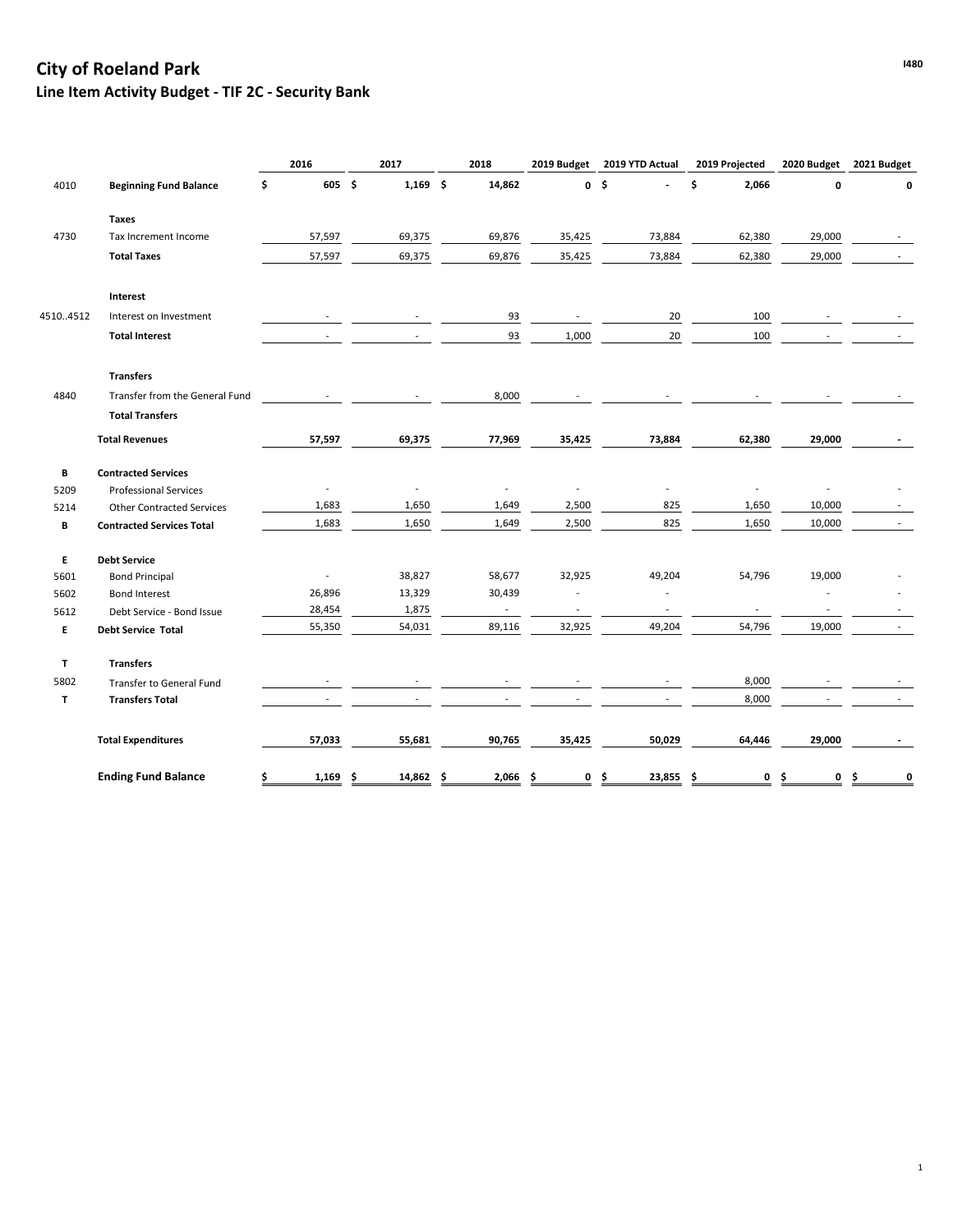# City of Roeland Park

## Line Item Activity Budget - TIF 2C - Security Bank

| | | 2016 | 2017 | 2018 | 2019 Budget | 2019 YTD Actual | 2019 Projected | 2020 Budget | 2021 Budget |
|---|---|---|---|---|---|---|---|---|---|
| 4010 | **Beginning Fund Balance** | $ 605 | $ 1,169 | $ 14,862 | 0 | $ - | $ 2,066 | 0 | 0 |
| | **Taxes** | | | | | | | | |
| 4730 | Tax Increment Income | 57,597 | 69,375 | 69,876 | 35,425 | 73,884 | 62,380 | 29,000 | - |
| | **Total Taxes** | 57,597 | 69,375 | 69,876 | 35,425 | 73,884 | 62,380 | 29,000 | - |
| | **Interest** | | | | | | | | |
| 4510..4512 | Interest on Investment | - | - | 93 | - | 20 | 100 | - | - |
| | **Total Interest** | - | - | 93 | 1,000 | 20 | 100 | - | - |
| | **Transfers** | | | | | | | | |
| 4840 | Transfer from the General Fund | - | - | 8,000 | - | - | - | - | - |
| | **Total Transfers** | | | | | | | | |
| | **Total Revenues** | **57,597** | **69,375** | **77,969** | **35,425** | **73,884** | **62,380** | **29,000** | **-** |
| B | **Contracted Services** | | | | | | | | |
| 5209 | Professional Services | - | - | - | - | - | - | - | - |
| 5214 | Other Contracted Services | 1,683 | 1,650 | 1,649 | 2,500 | 825 | 1,650 | 10,000 | - |
| B | **Contracted Services Total** | 1,683 | 1,650 | 1,649 | 2,500 | 825 | 1,650 | 10,000 | - |
| E | **Debt Service** | | | | | | | | |
| 5601 | Bond Principal | - | 38,827 | 58,677 | 32,925 | 49,204 | 54,796 | 19,000 | - |
| 5602 | Bond Interest | 26,896 | 13,329 | 30,439 | - | - | | - | - |
| 5612 | Debt Service - Bond Issue | 28,454 | 1,875 | - | - | - | - | - | - |
| E | **Debt Service Total** | 55,350 | 54,031 | 89,116 | 32,925 | 49,204 | 54,796 | 19,000 | - |
| T | **Transfers** | | | | | | | | |
| 5802 | Transfer to General Fund | - | - | - | - | - | 8,000 | - | - |
| T | **Transfers Total** | - | - | - | - | - | 8,000 | - | - |
| | **Total Expenditures** | **57,033** | **55,681** | **90,765** | **35,425** | **50,029** | **64,446** | **29,000** | **-** |
| | **Ending Fund Balance** | **$ 1,169** | **$ 14,862** | **$ 2,066** | **$ 0** | **$ 23,855** | **$ 0** | **$ 0** | **$ 0** |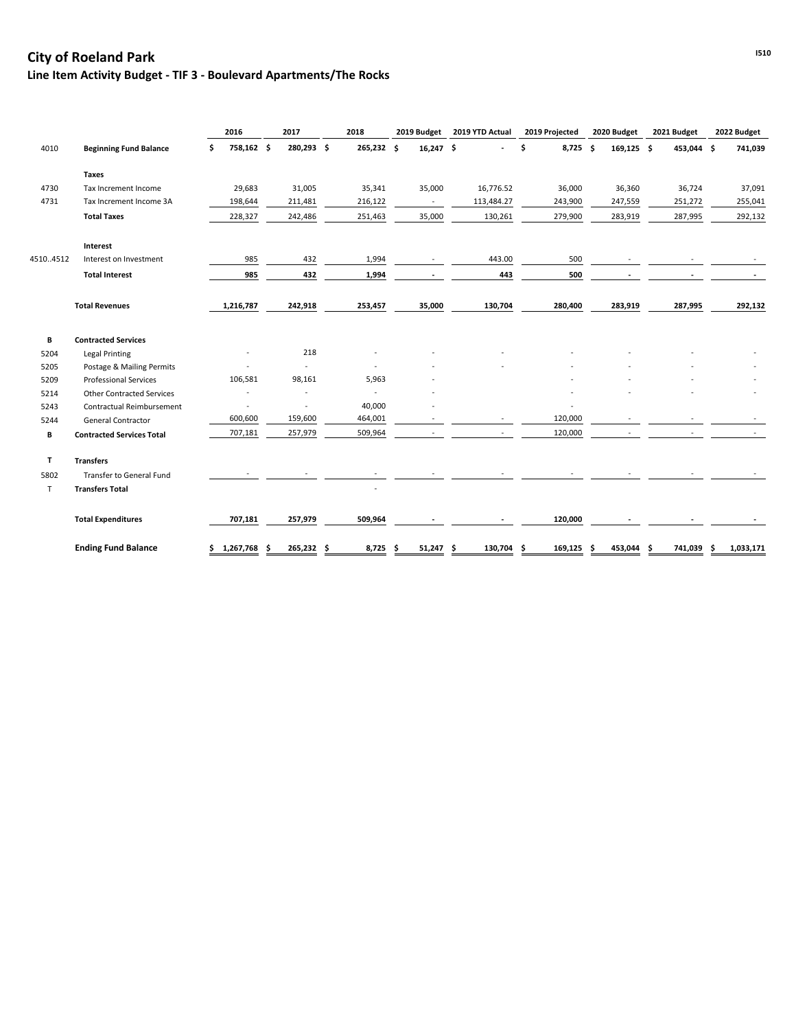# City of Roeland Park

## Line Item Activity Budget - TIF 3 - Boulevard Apartments/The Rocks

| | | 2016 | 2017 | 2018 | 2019 Budget | 2019 YTD Actual | 2019 Projected | 2020 Budget | 2021 Budget | 2022 Budget |
|---|---|---|---|---|---|---|---|---|---|---|
| 4010 | **Beginning Fund Balance** | $ 758,162 | $ 280,293 | $ 265,232 | $ 16,247 | $ - | $ 8,725 | $ 169,125 | $ 453,044 | $ 741,039 |
| | **Taxes** | | | | | | | | | |
| 4730 | Tax Increment Income | 29,683 | 31,005 | 35,341 | 35,000 | 16,776.52 | 36,000 | 36,360 | 36,724 | 37,091 |
| 4731 | Tax Increment Income 3A | 198,644 | 211,481 | 216,122 | - | 113,484.27 | 243,900 | 247,559 | 251,272 | 255,041 |
| | **Total Taxes** | 228,327 | 242,486 | 251,463 | 35,000 | 130,261 | 279,900 | 283,919 | 287,995 | 292,132 |
| | **Interest** | | | | | | | | | |
| 4510..4512 | Interest on Investment | 985 | 432 | 1,994 | - | 443.00 | 500 | - | - | - |
| | **Total Interest** | 985 | 432 | 1,994 | - | 443 | 500 | - | - | - |
| | **Total Revenues** | 1,216,787 | 242,918 | 253,457 | 35,000 | 130,704 | 280,400 | 283,919 | 287,995 | 292,132 |
| B | **Contracted Services** | | | | | | | | | |
| 5204 | Legal Printing | - | 218 | - | - | - | - | - | - | - |
| 5205 | Postage & Mailing Permits | - | - | - | - | - | - | - | - | - |
| 5209 | Professional Services | 106,581 | 98,161 | 5,963 | - | | - | - | - | - |
| 5214 | Other Contracted Services | - | - | - | - | | - | - | - | - |
| 5243 | Contractual Reimbursement | - | - | 40,000 | - | | - | | | |
| 5244 | General Contractor | 600,600 | 159,600 | 464,001 | - | - | 120,000 | - | - | - |
| B | **Contracted Services Total** | 707,181 | 257,979 | 509,964 | - | - | 120,000 | - | - | - |
| T | **Transfers** | | | | | | | | | |
| 5802 | Transfer to General Fund | - | - | - | - | - | - | - | - | - |
| T | **Transfers Total** | | | - | | | | | | |
| | **Total Expenditures** | 707,181 | 257,979 | 509,964 | - | - | 120,000 | - | - | - |
| | **Ending Fund Balance** | $ 1,267,768 | $ 265,232 | $ 8,725 | $ 51,247 | $ 130,704 | $ 169,125 | $ 453,044 | $ 741,039 | $ 1,033,171 |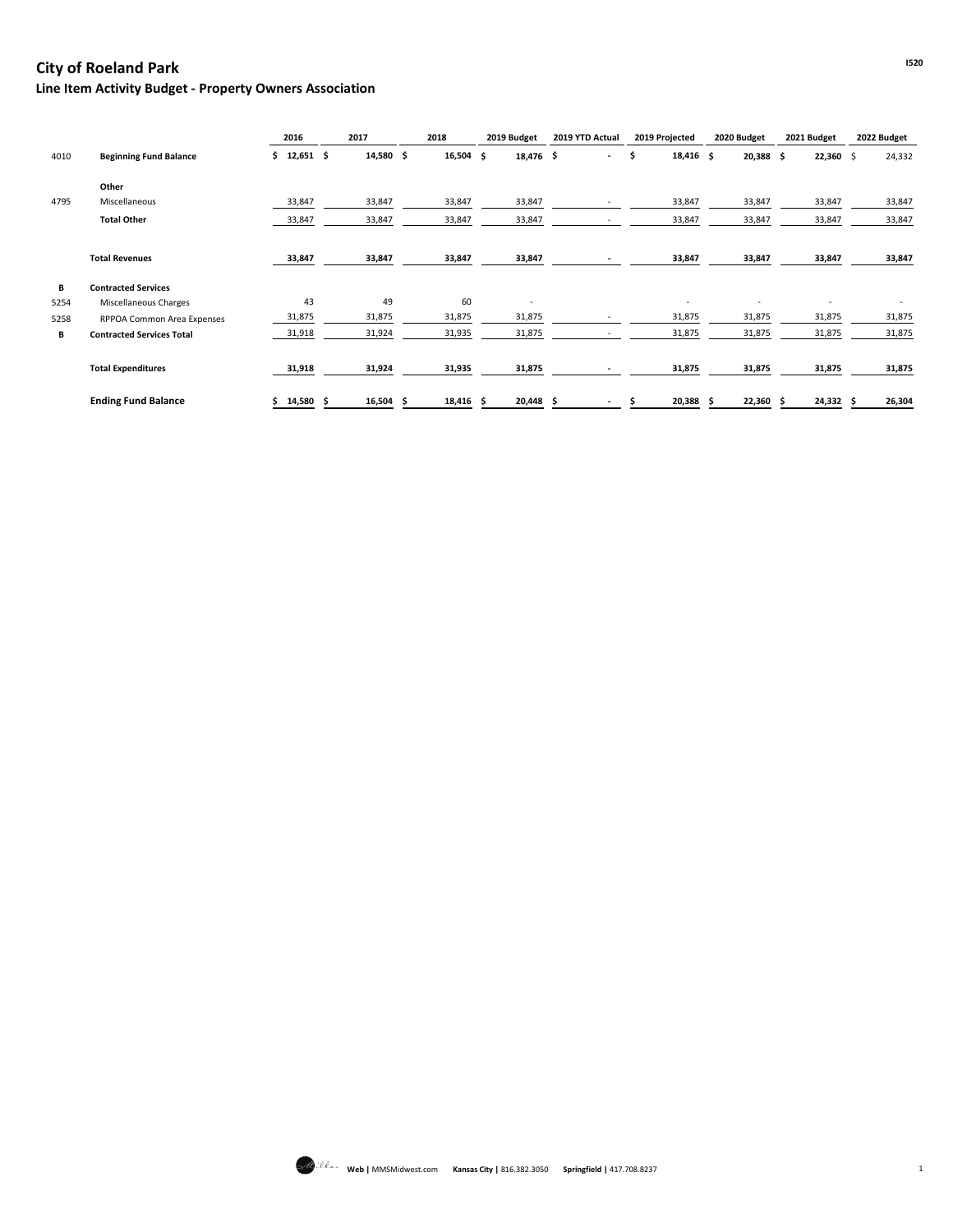# City of Roeland Park

## Line Item Activity Budget - Property Owners Association

I520

| | | 2016 | 2017 | 2018 | 2019 Budget | 2019 YTD Actual | 2019 Projected | 2020 Budget | 2021 Budget | 2022 Budget |
|---|---|---|---|---|---|---|---|---|---|---|
| 4010 | **Beginning Fund Balance** | **$ 12,651** | **$ 14,580** | **$ 16,504** | **$ 18,476** | **$ -** | **$ 18,416** | **$ 20,388** | **$ 22,360** | $ 24,332 |
| | **Other** | | | | | | | | | |
| 4795 | Miscellaneous | 33,847 | 33,847 | 33,847 | 33,847 | - | 33,847 | 33,847 | 33,847 | 33,847 |
| | **Total Other** | 33,847 | 33,847 | 33,847 | 33,847 | - | 33,847 | 33,847 | 33,847 | 33,847 |
| | **Total Revenues** | **33,847** | **33,847** | **33,847** | **33,847** | **-** | **33,847** | **33,847** | **33,847** | **33,847** |
| **B** | **Contracted Services** | | | | | | | | | |
| 5254 | Miscellaneous Charges | 43 | 49 | 60 | - | | - | - | - | - |
| 5258 | RPPOA Common Area Expenses | 31,875 | 31,875 | 31,875 | 31,875 | - | 31,875 | 31,875 | 31,875 | 31,875 |
| **B** | **Contracted Services Total** | 31,918 | 31,924 | 31,935 | 31,875 | - | 31,875 | 31,875 | 31,875 | 31,875 |
| | **Total Expenditures** | **31,918** | **31,924** | **31,935** | **31,875** | **-** | **31,875** | **31,875** | **31,875** | **31,875** |
| | **Ending Fund Balance** | **$ 14,580** | **$ 16,504** | **$ 18,416** | **$ 20,448** | **$ -** | **$ 20,388** | **$ 22,360** | **$ 24,332** | **$ 26,304** |

**Web** | MMSMidwest.com **Kansas City** | 816.382.3050 **Springfield** | 417.708.8237